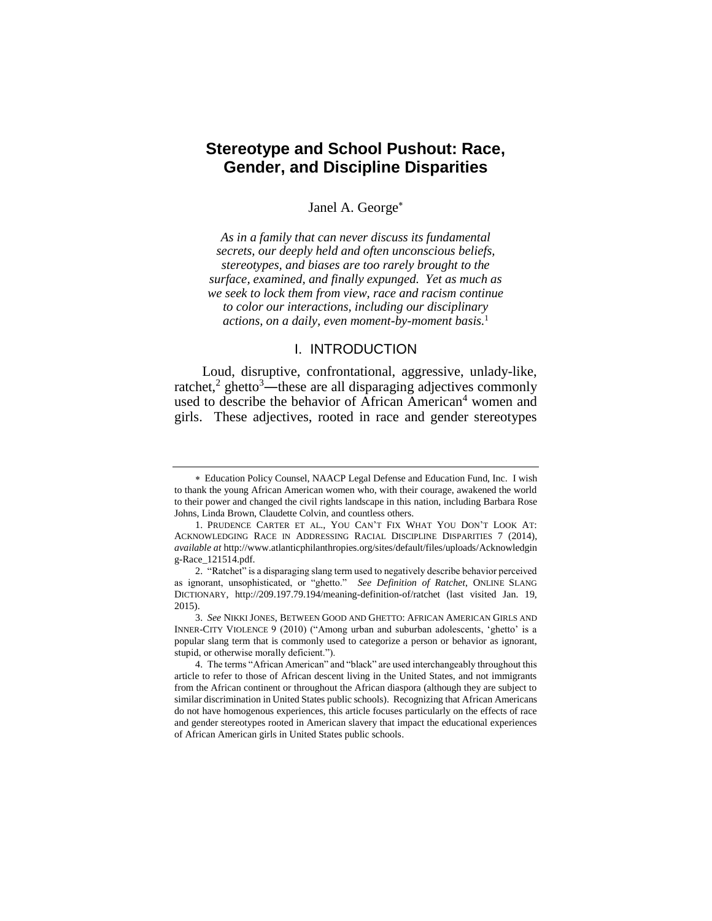# Stereotype and School Pushout: Race, Gender, and Discipline Disparities

Janel A. George[*]

*As in a family that can never discuss its fundamental secrets, our deeply held and often unconscious beliefs, stereotypes, and biases are too rarely brought to the surface, examined, and finally expunged. Yet as much as we seek to lock them from view, race and racism continue to color our interactions, including our disciplinary actions, on a daily, even moment-by-moment basis.*[1]

## I. INTRODUCTION

Loud, disruptive, confrontational, aggressive, unlady-like, ratchet,[2] ghetto[3]—these are all disparaging adjectives commonly used to describe the behavior of African American[4] women and girls. These adjectives, rooted in race and gender stereotypes

---

[*] Education Policy Counsel, NAACP Legal Defense and Education Fund, Inc. I wish to thank the young African American women who, with their courage, awakened the world to their power and changed the civil rights landscape in this nation, including Barbara Rose Johns, Linda Brown, Claudette Colvin, and countless others.

1. PRUDENCE CARTER ET AL., YOU CAN'T FIX WHAT YOU DON'T LOOK AT: ACKNOWLEDGING RACE IN ADDRESSING RACIAL DISCIPLINE DISPARITIES 7 (2014), *available at* http://www.atlanticphilanthropies.org/sites/default/files/uploads/Acknowledging-Race_121514.pdf.

2. "Ratchet" is a disparaging slang term used to negatively describe behavior perceived as ignorant, unsophisticated, or "ghetto." *See Definition of Ratchet*, ONLINE SLANG DICTIONARY, http://209.197.79.194/meaning-definition-of/ratchet (last visited Jan. 19, 2015).

3. *See* NIKKI JONES, BETWEEN GOOD AND GHETTO: AFRICAN AMERICAN GIRLS AND INNER-CITY VIOLENCE 9 (2010) ("Among urban and suburban adolescents, 'ghetto' is a popular slang term that is commonly used to categorize a person or behavior as ignorant, stupid, or otherwise morally deficient.").

4. The terms "African American" and "black" are used interchangeably throughout this article to refer to those of African descent living in the United States, and not immigrants from the African continent or throughout the African diaspora (although they are subject to similar discrimination in United States public schools). Recognizing that African Americans do not have homogenous experiences, this article focuses particularly on the effects of race and gender stereotypes rooted in American slavery that impact the educational experiences of African American girls in United States public schools.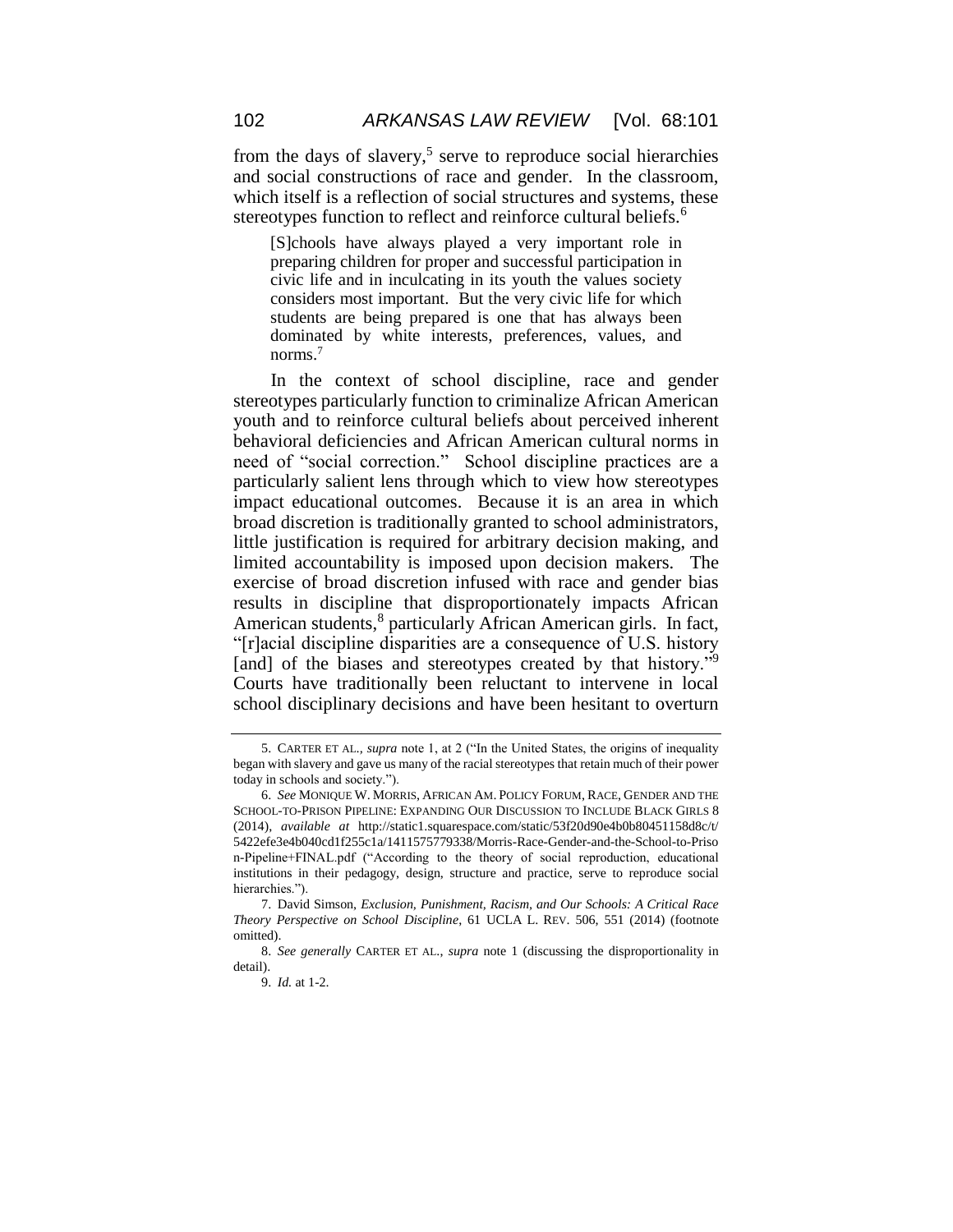from the days of slavery,[5] serve to reproduce social hierarchies and social constructions of race and gender. In the classroom, which itself is a reflection of social structures and systems, these stereotypes function to reflect and reinforce cultural beliefs.[6]

> [S]chools have always played a very important role in preparing children for proper and successful participation in civic life and in inculcating in its youth the values society considers most important. But the very civic life for which students are being prepared is one that has always been dominated by white interests, preferences, values, and norms.[7]

In the context of school discipline, race and gender stereotypes particularly function to criminalize African American youth and to reinforce cultural beliefs about perceived inherent behavioral deficiencies and African American cultural norms in need of "social correction." School discipline practices are a particularly salient lens through which to view how stereotypes impact educational outcomes. Because it is an area in which broad discretion is traditionally granted to school administrators, little justification is required for arbitrary decision making, and limited accountability is imposed upon decision makers. The exercise of broad discretion infused with race and gender bias results in discipline that disproportionately impacts African American students,[8] particularly African American girls. In fact, "[r]acial discipline disparities are a consequence of U.S. history [and] of the biases and stereotypes created by that history."[9] Courts have traditionally been reluctant to intervene in local school disciplinary decisions and have been hesitant to overturn

---

5. CARTER ET AL., *supra* note 1, at 2 ("In the United States, the origins of inequality began with slavery and gave us many of the racial stereotypes that retain much of their power today in schools and society.").

6. *See* MONIQUE W. MORRIS, AFRICAN AM. POLICY FORUM, RACE, GENDER AND THE SCHOOL-TO-PRISON PIPELINE: EXPANDING OUR DISCUSSION TO INCLUDE BLACK GIRLS 8 (2014), *available at* http://static1.squarespace.com/static/53f20d90e4b0b80451158d8c/t/5422efe3e4b040cd1f255c1a/1411575779338/Morris-Race-Gender-and-the-School-to-Prison-Pipeline+FINAL.pdf ("According to the theory of social reproduction, educational institutions in their pedagogy, design, structure and practice, serve to reproduce social hierarchies.").

7. David Simson, *Exclusion, Punishment, Racism, and Our Schools: A Critical Race Theory Perspective on School Discipline*, 61 UCLA L. REV. 506, 551 (2014) (footnote omitted).

8. *See generally* CARTER ET AL., *supra* note 1 (discussing the disproportionality in detail).

9. *Id.* at 1-2.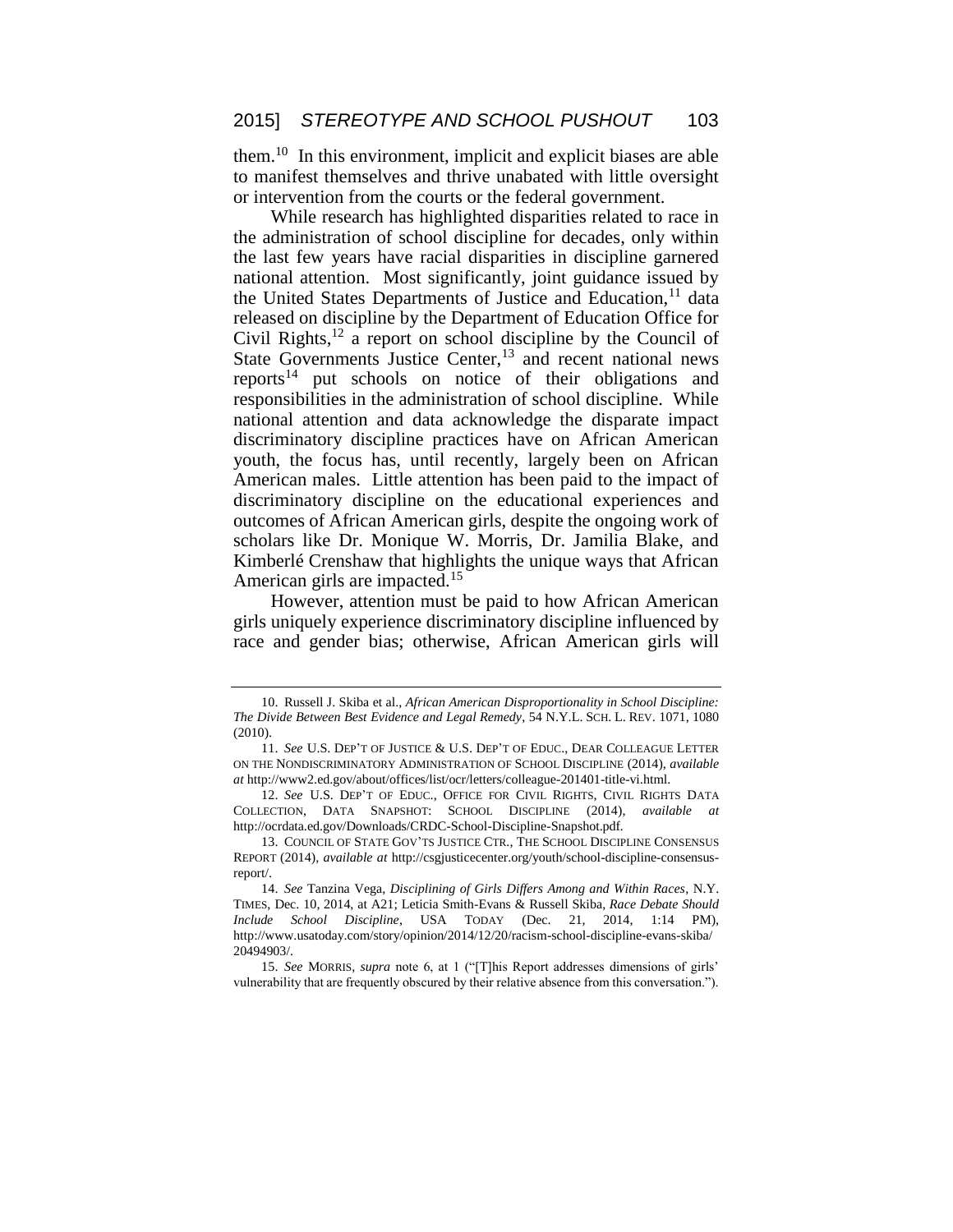them.[10] In this environment, implicit and explicit biases are able to manifest themselves and thrive unabated with little oversight or intervention from the courts or the federal government.

While research has highlighted disparities related to race in the administration of school discipline for decades, only within the last few years have racial disparities in discipline garnered national attention. Most significantly, joint guidance issued by the United States Departments of Justice and Education,[11] data released on discipline by the Department of Education Office for Civil Rights,[12] a report on school discipline by the Council of State Governments Justice Center,[13] and recent national news reports[14] put schools on notice of their obligations and responsibilities in the administration of school discipline. While national attention and data acknowledge the disparate impact discriminatory discipline practices have on African American youth, the focus has, until recently, largely been on African American males. Little attention has been paid to the impact of discriminatory discipline on the educational experiences and outcomes of African American girls, despite the ongoing work of scholars like Dr. Monique W. Morris, Dr. Jamilia Blake, and Kimberlé Crenshaw that highlights the unique ways that African American girls are impacted.[15]

However, attention must be paid to how African American girls uniquely experience discriminatory discipline influenced by race and gender bias; otherwise, African American girls will

---

10. Russell J. Skiba et al., *African American Disproportionality in School Discipline: The Divide Between Best Evidence and Legal Remedy*, 54 N.Y.L. SCH. L. REV. 1071, 1080 (2010).

11. *See* U.S. DEP'T OF JUSTICE & U.S. DEP'T OF EDUC., DEAR COLLEAGUE LETTER ON THE NONDISCRIMINATORY ADMINISTRATION OF SCHOOL DISCIPLINE (2014), *available at* http://www2.ed.gov/about/offices/list/ocr/letters/colleague-201401-title-vi.html.

12. *See* U.S. DEP'T OF EDUC., OFFICE FOR CIVIL RIGHTS, CIVIL RIGHTS DATA COLLECTION, DATA SNAPSHOT: SCHOOL DISCIPLINE (2014), *available at* http://ocrdata.ed.gov/Downloads/CRDC-School-Discipline-Snapshot.pdf.

13. COUNCIL OF STATE GOV'TS JUSTICE CTR., THE SCHOOL DISCIPLINE CONSENSUS REPORT (2014), *available at* http://csgjusticecenter.org/youth/school-discipline-consensus-report/.

14. *See* Tanzina Vega, *Disciplining of Girls Differs Among and Within Races*, N.Y. TIMES, Dec. 10, 2014, at A21; Leticia Smith-Evans & Russell Skiba, *Race Debate Should Include School Discipline*, USA TODAY (Dec. 21, 2014, 1:14 PM), http://www.usatoday.com/story/opinion/2014/12/20/racism-school-discipline-evans-skiba/20494903/.

15. *See* MORRIS, *supra* note 6, at 1 ("[T]his Report addresses dimensions of girls' vulnerability that are frequently obscured by their relative absence from this conversation.").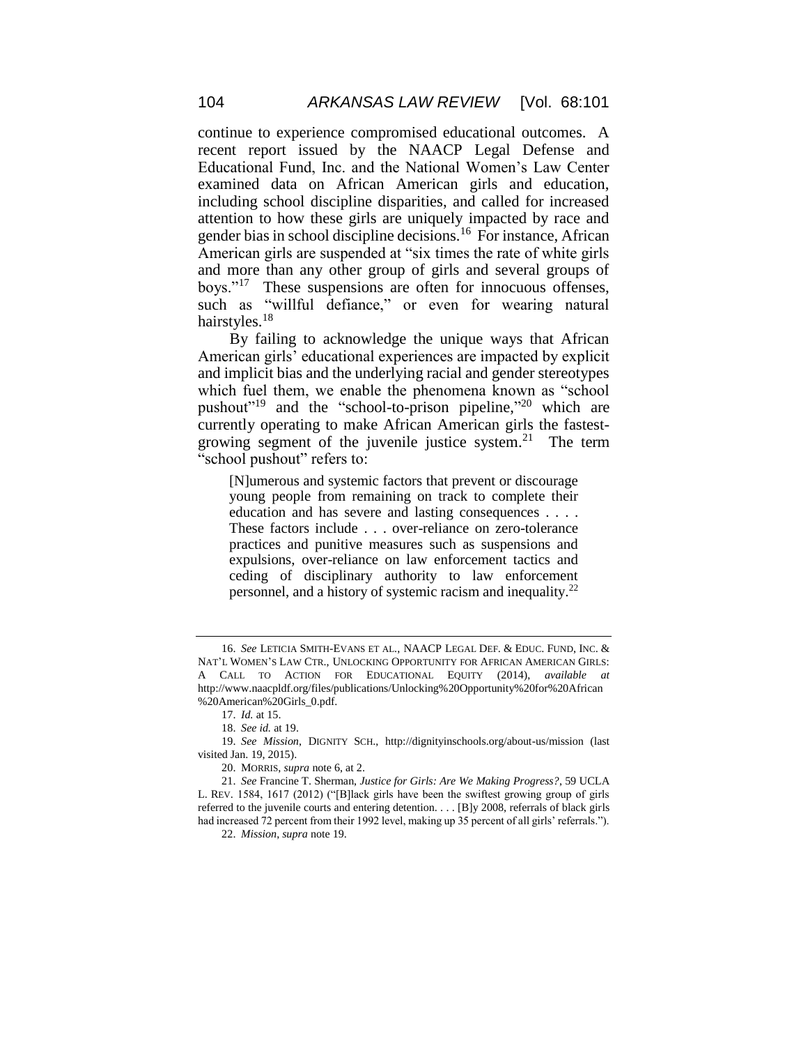continue to experience compromised educational outcomes. A recent report issued by the NAACP Legal Defense and Educational Fund, Inc. and the National Women's Law Center examined data on African American girls and education, including school discipline disparities, and called for increased attention to how these girls are uniquely impacted by race and gender bias in school discipline decisions.[16] For instance, African American girls are suspended at "six times the rate of white girls and more than any other group of girls and several groups of boys."[17] These suspensions are often for innocuous offenses, such as "willful defiance," or even for wearing natural hairstyles.[18]

By failing to acknowledge the unique ways that African American girls' educational experiences are impacted by explicit and implicit bias and the underlying racial and gender stereotypes which fuel them, we enable the phenomena known as "school pushout"[19] and the "school-to-prison pipeline,"[20] which are currently operating to make African American girls the fastest-growing segment of the juvenile justice system.[21] The term "school pushout" refers to:

> [N]umerous and systemic factors that prevent or discourage young people from remaining on track to complete their education and has severe and lasting consequences . . . . These factors include . . . over-reliance on zero-tolerance practices and punitive measures such as suspensions and expulsions, over-reliance on law enforcement tactics and ceding of disciplinary authority to law enforcement personnel, and a history of systemic racism and inequality.[22]

---

16. *See* LETICIA SMITH-EVANS ET AL., NAACP LEGAL DEF. & EDUC. FUND, INC. & NAT'L WOMEN'S LAW CTR., UNLOCKING OPPORTUNITY FOR AFRICAN AMERICAN GIRLS: A CALL TO ACTION FOR EDUCATIONAL EQUITY (2014), *available at* http://www.naacpldf.org/files/publications/Unlocking%20Opportunity%20for%20African%20American%20Girls_0.pdf.

17. *Id.* at 15.

18. *See id.* at 19.

19. *See Mission*, DIGNITY SCH., http://dignityinschools.org/about-us/mission (last visited Jan. 19, 2015).

20. MORRIS, *supra* note 6, at 2.

21. *See* Francine T. Sherman, *Justice for Girls: Are We Making Progress?*, 59 UCLA L. REV. 1584, 1617 (2012) ("[B]lack girls have been the swiftest growing group of girls referred to the juvenile courts and entering detention. . . . [B]y 2008, referrals of black girls had increased 72 percent from their 1992 level, making up 35 percent of all girls' referrals.").

22. *Mission*, *supra* note 19.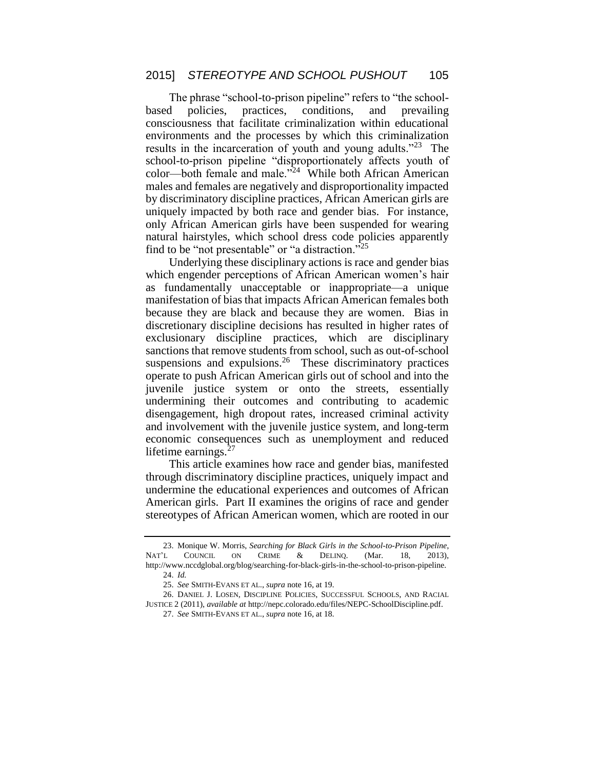The phrase "school-to-prison pipeline" refers to "the school-based policies, practices, conditions, and prevailing consciousness that facilitate criminalization within educational environments and the processes by which this criminalization results in the incarceration of youth and young adults."[23] The school-to-prison pipeline "disproportionately affects youth of color—both female and male."[24] While both African American males and females are negatively and disproportionality impacted by discriminatory discipline practices, African American girls are uniquely impacted by both race and gender bias. For instance, only African American girls have been suspended for wearing natural hairstyles, which school dress code policies apparently find to be "not presentable" or "a distraction."[25]

Underlying these disciplinary actions is race and gender bias which engender perceptions of African American women's hair as fundamentally unacceptable or inappropriate—a unique manifestation of bias that impacts African American females both because they are black and because they are women. Bias in discretionary discipline decisions has resulted in higher rates of exclusionary discipline practices, which are disciplinary sanctions that remove students from school, such as out-of-school suspensions and expulsions.[26] These discriminatory practices operate to push African American girls out of school and into the juvenile justice system or onto the streets, essentially undermining their outcomes and contributing to academic disengagement, high dropout rates, increased criminal activity and involvement with the juvenile justice system, and long-term economic consequences such as unemployment and reduced lifetime earnings.[27]

This article examines how race and gender bias, manifested through discriminatory discipline practices, uniquely impact and undermine the educational experiences and outcomes of African American girls. Part II examines the origins of race and gender stereotypes of African American women, which are rooted in our

---

23. Monique W. Morris, *Searching for Black Girls in the School-to-Prison Pipeline*, NAT'L COUNCIL ON CRIME & DELINQ. (Mar. 18, 2013), http://www.nccdglobal.org/blog/searching-for-black-girls-in-the-school-to-prison-pipeline.

24. *Id.*

25. *See* SMITH-EVANS ET AL., *supra* note 16, at 19.

26. DANIEL J. LOSEN, DISCIPLINE POLICIES, SUCCESSFUL SCHOOLS, AND RACIAL JUSTICE 2 (2011), *available at* http://nepc.colorado.edu/files/NEPC-SchoolDiscipline.pdf.

27. *See* SMITH-EVANS ET AL., *supra* note 16, at 18.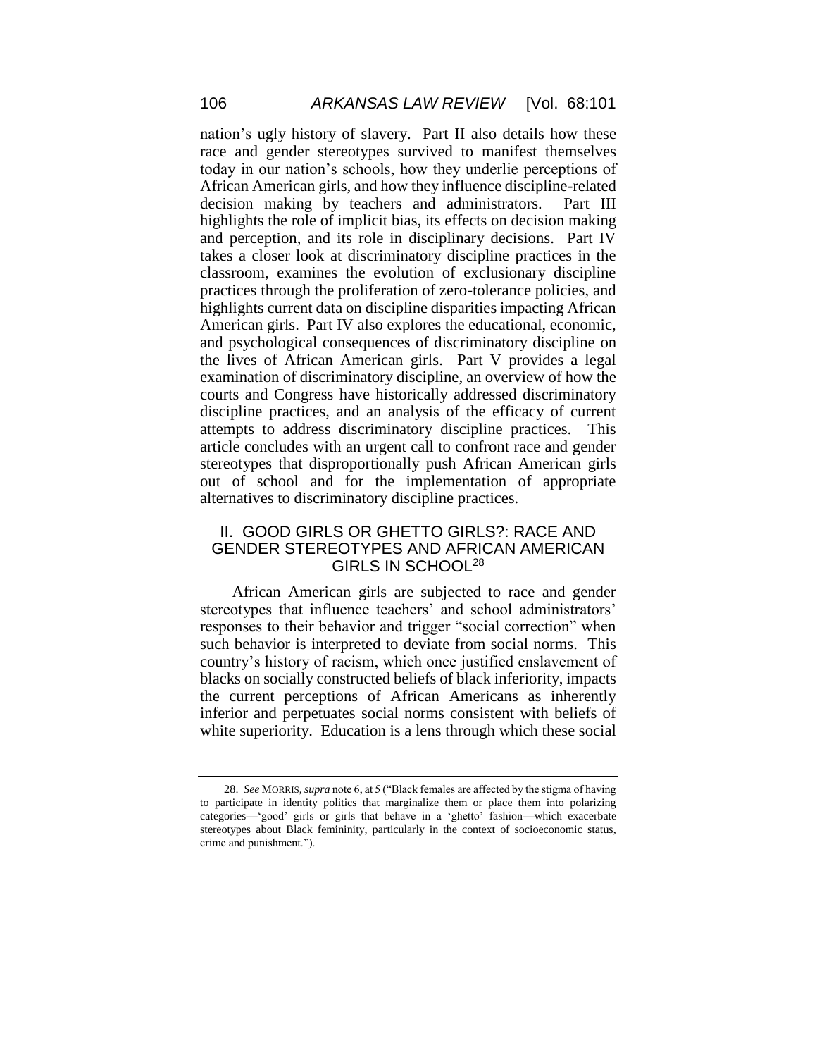nation's ugly history of slavery. Part II also details how these race and gender stereotypes survived to manifest themselves today in our nation's schools, how they underlie perceptions of African American girls, and how they influence discipline-related decision making by teachers and administrators. Part III highlights the role of implicit bias, its effects on decision making and perception, and its role in disciplinary decisions. Part IV takes a closer look at discriminatory discipline practices in the classroom, examines the evolution of exclusionary discipline practices through the proliferation of zero-tolerance policies, and highlights current data on discipline disparities impacting African American girls. Part IV also explores the educational, economic, and psychological consequences of discriminatory discipline on the lives of African American girls. Part V provides a legal examination of discriminatory discipline, an overview of how the courts and Congress have historically addressed discriminatory discipline practices, and an analysis of the efficacy of current attempts to address discriminatory discipline practices. This article concludes with an urgent call to confront race and gender stereotypes that disproportionally push African American girls out of school and for the implementation of appropriate alternatives to discriminatory discipline practices.

## II. GOOD GIRLS OR GHETTO GIRLS?: RACE AND GENDER STEREOTYPES AND AFRICAN AMERICAN GIRLS IN SCHOOL[28]

African American girls are subjected to race and gender stereotypes that influence teachers' and school administrators' responses to their behavior and trigger "social correction" when such behavior is interpreted to deviate from social norms. This country's history of racism, which once justified enslavement of blacks on socially constructed beliefs of black inferiority, impacts the current perceptions of African Americans as inherently inferior and perpetuates social norms consistent with beliefs of white superiority. Education is a lens through which these social

---

28. *See* MORRIS, *supra* note 6, at 5 ("Black females are affected by the stigma of having to participate in identity politics that marginalize them or place them into polarizing categories—'good' girls or girls that behave in a 'ghetto' fashion—which exacerbate stereotypes about Black femininity, particularly in the context of socioeconomic status, crime and punishment.").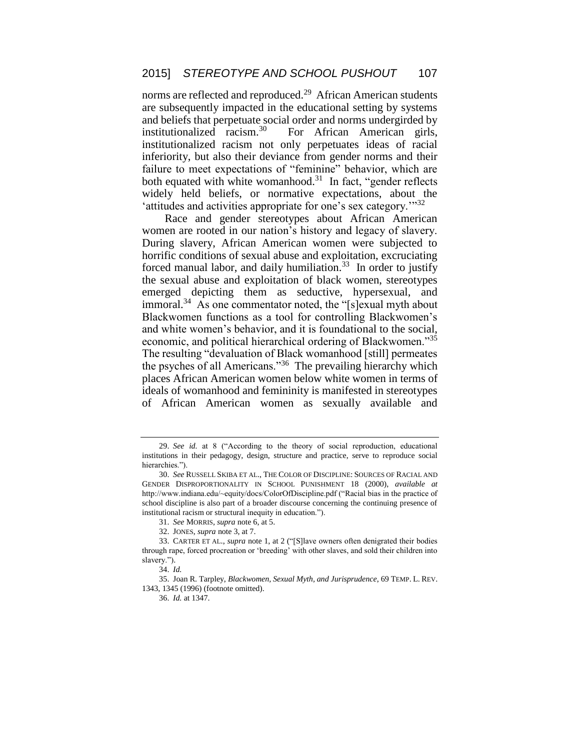norms are reflected and reproduced.[29] African American students are subsequently impacted in the educational setting by systems and beliefs that perpetuate social order and norms undergirded by institutionalized racism.[30] For African American girls, institutionalized racism not only perpetuates ideas of racial inferiority, but also their deviance from gender norms and their failure to meet expectations of "feminine" behavior, which are both equated with white womanhood.[31] In fact, "gender reflects widely held beliefs, or normative expectations, about the 'attitudes and activities appropriate for one's sex category.'"[32]

Race and gender stereotypes about African American women are rooted in our nation's history and legacy of slavery. During slavery, African American women were subjected to horrific conditions of sexual abuse and exploitation, excruciating forced manual labor, and daily humiliation.[33] In order to justify the sexual abuse and exploitation of black women, stereotypes emerged depicting them as seductive, hypersexual, and immoral.[34] As one commentator noted, the "[s]exual myth about Blackwomen functions as a tool for controlling Blackwomen's and white women's behavior, and it is foundational to the social, economic, and political hierarchical ordering of Blackwomen."[35] The resulting "devaluation of Black womanhood [still] permeates the psyches of all Americans."[36] The prevailing hierarchy which places African American women below white women in terms of ideals of womanhood and femininity is manifested in stereotypes of African American women as sexually available and

---

29. *See id.* at 8 ("According to the theory of social reproduction, educational institutions in their pedagogy, design, structure and practice, serve to reproduce social hierarchies.").

30. *See* RUSSELL SKIBA ET AL., THE COLOR OF DISCIPLINE: SOURCES OF RACIAL AND GENDER DISPROPORTIONALITY IN SCHOOL PUNISHMENT 18 (2000), *available at* http://www.indiana.edu/~equity/docs/ColorOfDiscipline.pdf ("Racial bias in the practice of school discipline is also part of a broader discourse concerning the continuing presence of institutional racism or structural inequity in education.").

31. *See* MORRIS, *supra* note 6, at 5.

32. JONES, *supra* note 3, at 7.

33. CARTER ET AL., *supra* note 1, at 2 ("[S]lave owners often denigrated their bodies through rape, forced procreation or 'breeding' with other slaves, and sold their children into slavery.").

34. *Id.*

35. Joan R. Tarpley, *Blackwomen, Sexual Myth, and Jurisprudence*, 69 TEMP. L. REV. 1343, 1345 (1996) (footnote omitted).

36. *Id.* at 1347.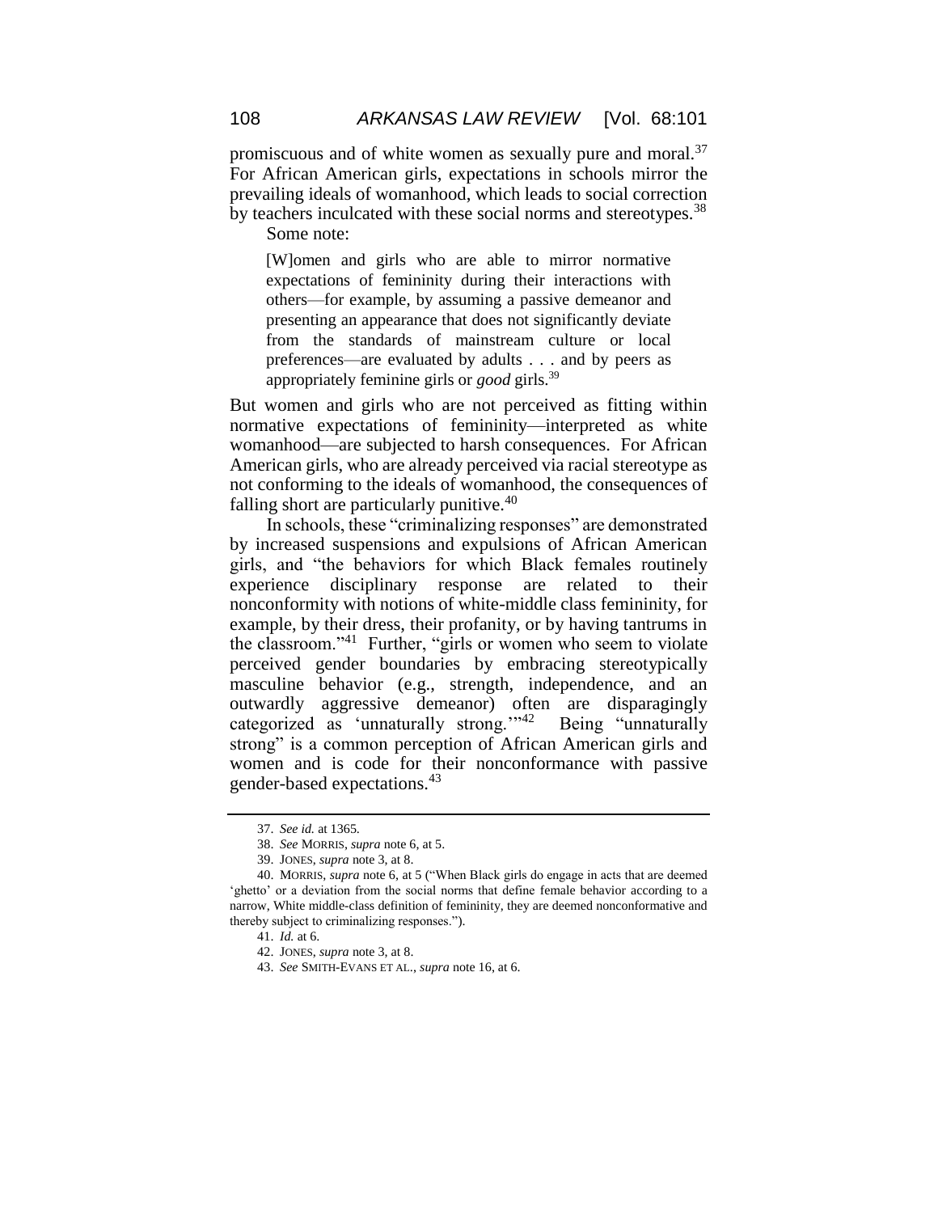promiscuous and of white women as sexually pure and moral.[37] For African American girls, expectations in schools mirror the prevailing ideals of womanhood, which leads to social correction by teachers inculcated with these social norms and stereotypes.[38]

Some note:

> [W]omen and girls who are able to mirror normative expectations of femininity during their interactions with others—for example, by assuming a passive demeanor and presenting an appearance that does not significantly deviate from the standards of mainstream culture or local preferences—are evaluated by adults . . . and by peers as appropriately feminine girls or *good* girls.[39]

But women and girls who are not perceived as fitting within normative expectations of femininity—interpreted as white womanhood—are subjected to harsh consequences. For African American girls, who are already perceived via racial stereotype as not conforming to the ideals of womanhood, the consequences of falling short are particularly punitive.[40]

In schools, these "criminalizing responses" are demonstrated by increased suspensions and expulsions of African American girls, and "the behaviors for which Black females routinely experience disciplinary response are related to their nonconformity with notions of white-middle class femininity, for example, by their dress, their profanity, or by having tantrums in the classroom."[41] Further, "girls or women who seem to violate perceived gender boundaries by embracing stereotypically masculine behavior (e.g., strength, independence, and an outwardly aggressive demeanor) often are disparagingly categorized as 'unnaturally strong.'"[42] Being "unnaturally strong" is a common perception of African American girls and women and is code for their nonconformance with passive gender-based expectations.[43]

---

37. *See id.* at 1365.

38. *See* MORRIS, *supra* note 6, at 5.

39. JONES, *supra* note 3, at 8.

40. MORRIS, *supra* note 6, at 5 ("When Black girls do engage in acts that are deemed 'ghetto' or a deviation from the social norms that define female behavior according to a narrow, White middle-class definition of femininity, they are deemed nonconformative and thereby subject to criminalizing responses.").

41. *Id.* at 6.

42. JONES, *supra* note 3, at 8.

43. *See* SMITH-EVANS ET AL., *supra* note 16, at 6.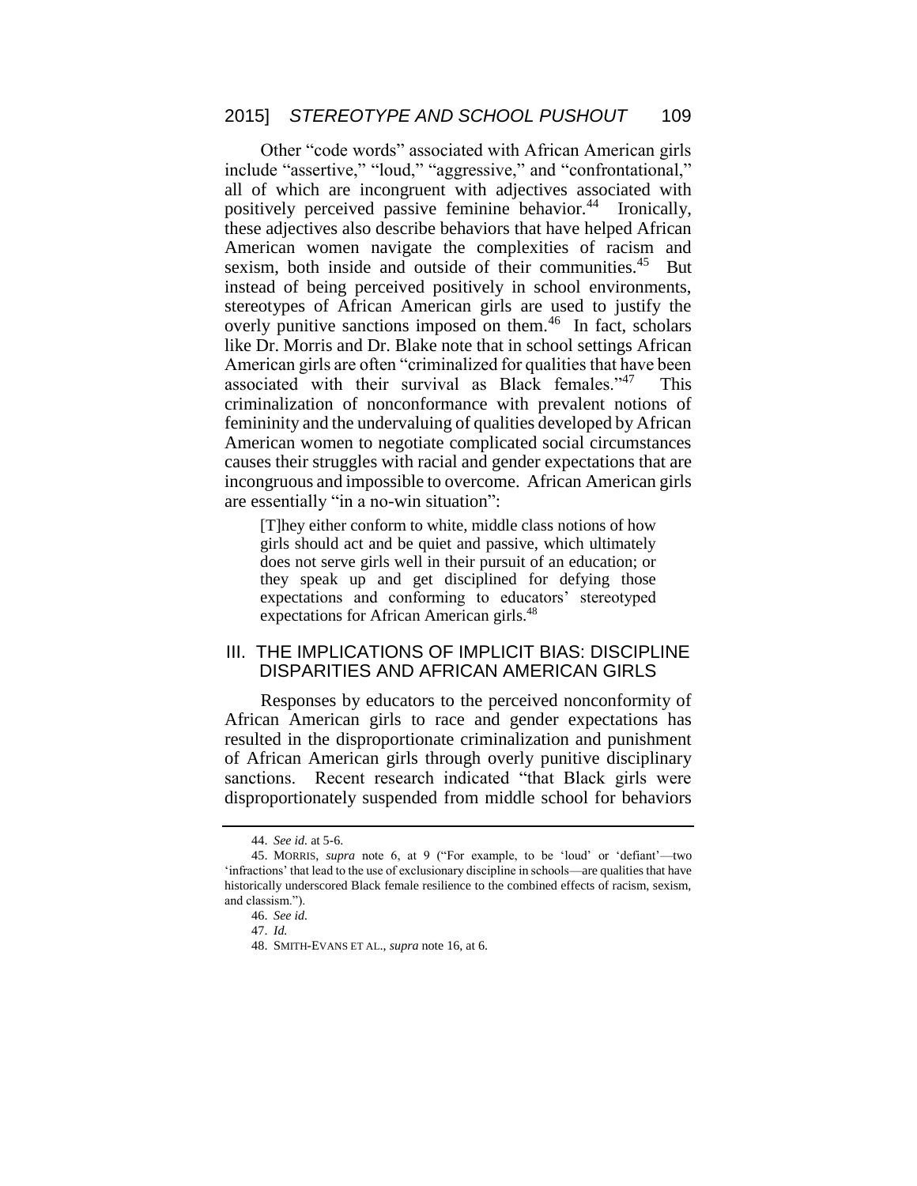Other "code words" associated with African American girls include "assertive," "loud," "aggressive," and "confrontational," all of which are incongruent with adjectives associated with positively perceived passive feminine behavior.[44] Ironically, these adjectives also describe behaviors that have helped African American women navigate the complexities of racism and sexism, both inside and outside of their communities.[45] But instead of being perceived positively in school environments, stereotypes of African American girls are used to justify the overly punitive sanctions imposed on them.[46] In fact, scholars like Dr. Morris and Dr. Blake note that in school settings African American girls are often "criminalized for qualities that have been associated with their survival as Black females."[47] This criminalization of nonconformance with prevalent notions of femininity and the undervaluing of qualities developed by African American women to negotiate complicated social circumstances causes their struggles with racial and gender expectations that are incongruous and impossible to overcome. African American girls are essentially "in a no-win situation":

> [T]hey either conform to white, middle class notions of how girls should act and be quiet and passive, which ultimately does not serve girls well in their pursuit of an education; or they speak up and get disciplined for defying those expectations and conforming to educators' stereotyped expectations for African American girls.[48]

## III. THE IMPLICATIONS OF IMPLICIT BIAS: DISCIPLINE DISPARITIES AND AFRICAN AMERICAN GIRLS

Responses by educators to the perceived nonconformity of African American girls to race and gender expectations has resulted in the disproportionate criminalization and punishment of African American girls through overly punitive disciplinary sanctions. Recent research indicated "that Black girls were disproportionately suspended from middle school for behaviors

---

44. *See id.* at 5-6.

45. MORRIS, *supra* note 6, at 9 ("For example, to be 'loud' or 'defiant'—two 'infractions' that lead to the use of exclusionary discipline in schools—are qualities that have historically underscored Black female resilience to the combined effects of racism, sexism, and classism.").

46. *See id.*

47. *Id.*

48. SMITH-EVANS ET AL., *supra* note 16, at 6.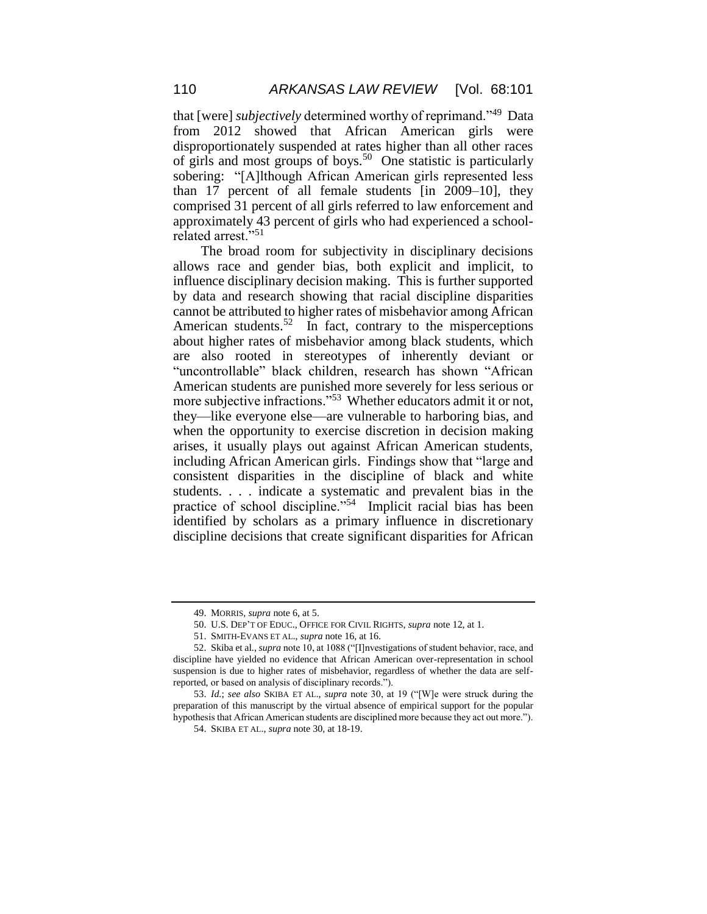that [were] *subjectively* determined worthy of reprimand."[49] Data from 2012 showed that African American girls were disproportionately suspended at rates higher than all other races of girls and most groups of boys.[50] One statistic is particularly sobering: "[A]lthough African American girls represented less than 17 percent of all female students [in 2009–10], they comprised 31 percent of all girls referred to law enforcement and approximately 43 percent of girls who had experienced a school-related arrest."[51]

The broad room for subjectivity in disciplinary decisions allows race and gender bias, both explicit and implicit, to influence disciplinary decision making. This is further supported by data and research showing that racial discipline disparities cannot be attributed to higher rates of misbehavior among African American students.[52] In fact, contrary to the misperceptions about higher rates of misbehavior among black students, which are also rooted in stereotypes of inherently deviant or "uncontrollable" black children, research has shown "African American students are punished more severely for less serious or more subjective infractions."[53] Whether educators admit it or not, they—like everyone else—are vulnerable to harboring bias, and when the opportunity to exercise discretion in decision making arises, it usually plays out against African American students, including African American girls. Findings show that "large and consistent disparities in the discipline of black and white students. . . . indicate a systematic and prevalent bias in the practice of school discipline."[54] Implicit racial bias has been identified by scholars as a primary influence in discretionary discipline decisions that create significant disparities for African

---

49. MORRIS, *supra* note 6, at 5.

50. U.S. DEP'T OF EDUC., OFFICE FOR CIVIL RIGHTS, *supra* note 12, at 1.

51. SMITH-EVANS ET AL., *supra* note 16, at 16.

52. Skiba et al., *supra* note 10, at 1088 ("[I]nvestigations of student behavior, race, and discipline have yielded no evidence that African American over-representation in school suspension is due to higher rates of misbehavior, regardless of whether the data are self-reported, or based on analysis of disciplinary records.").

53. *Id.*; *see also* SKIBA ET AL., *supra* note 30, at 19 ("[W]e were struck during the preparation of this manuscript by the virtual absence of empirical support for the popular hypothesis that African American students are disciplined more because they act out more.").

54. SKIBA ET AL., *supra* note 30, at 18-19.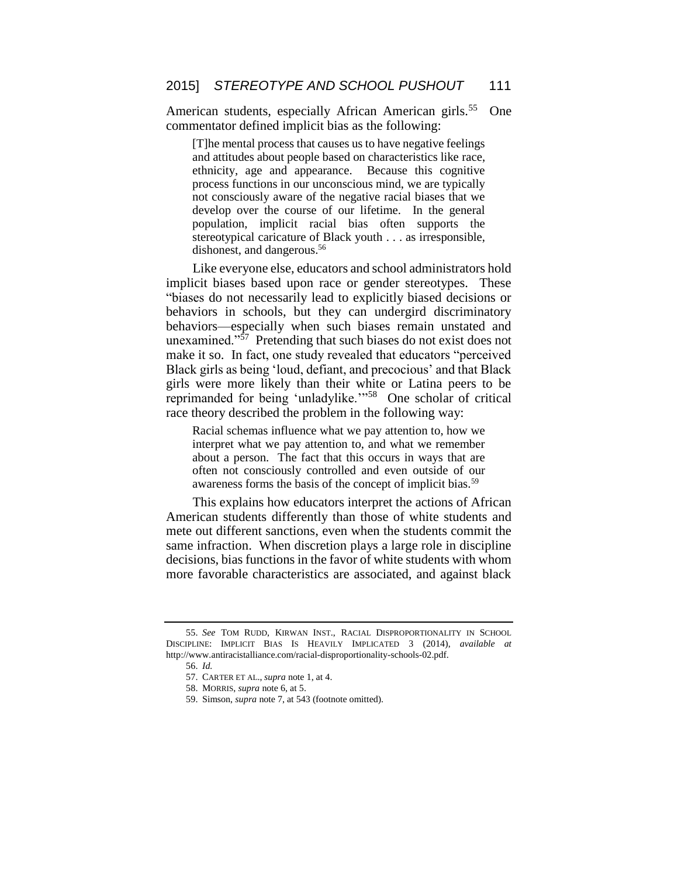American students, especially African American girls.[55] One commentator defined implicit bias as the following:

> [T]he mental process that causes us to have negative feelings and attitudes about people based on characteristics like race, ethnicity, age and appearance. Because this cognitive process functions in our unconscious mind, we are typically not consciously aware of the negative racial biases that we develop over the course of our lifetime. In the general population, implicit racial bias often supports the stereotypical caricature of Black youth . . . as irresponsible, dishonest, and dangerous.[56]

Like everyone else, educators and school administrators hold implicit biases based upon race or gender stereotypes. These "biases do not necessarily lead to explicitly biased decisions or behaviors in schools, but they can undergird discriminatory behaviors—especially when such biases remain unstated and unexamined."[57] Pretending that such biases do not exist does not make it so. In fact, one study revealed that educators "perceived Black girls as being 'loud, defiant, and precocious' and that Black girls were more likely than their white or Latina peers to be reprimanded for being 'unladylike.'"[58] One scholar of critical race theory described the problem in the following way:

> Racial schemas influence what we pay attention to, how we interpret what we pay attention to, and what we remember about a person. The fact that this occurs in ways that are often not consciously controlled and even outside of our awareness forms the basis of the concept of implicit bias.[59]

This explains how educators interpret the actions of African American students differently than those of white students and mete out different sanctions, even when the students commit the same infraction. When discretion plays a large role in discipline decisions, bias functions in the favor of white students with whom more favorable characteristics are associated, and against black

---

55. *See* TOM RUDD, KIRWAN INST., RACIAL DISPROPORTIONALITY IN SCHOOL DISCIPLINE: IMPLICIT BIAS IS HEAVILY IMPLICATED 3 (2014), *available at* http://www.antiracistalliance.com/racial-disproportionality-schools-02.pdf.

56. *Id.*

57. CARTER ET AL., *supra* note 1, at 4.

58. MORRIS, *supra* note 6, at 5.

59. Simson, *supra* note 7, at 543 (footnote omitted).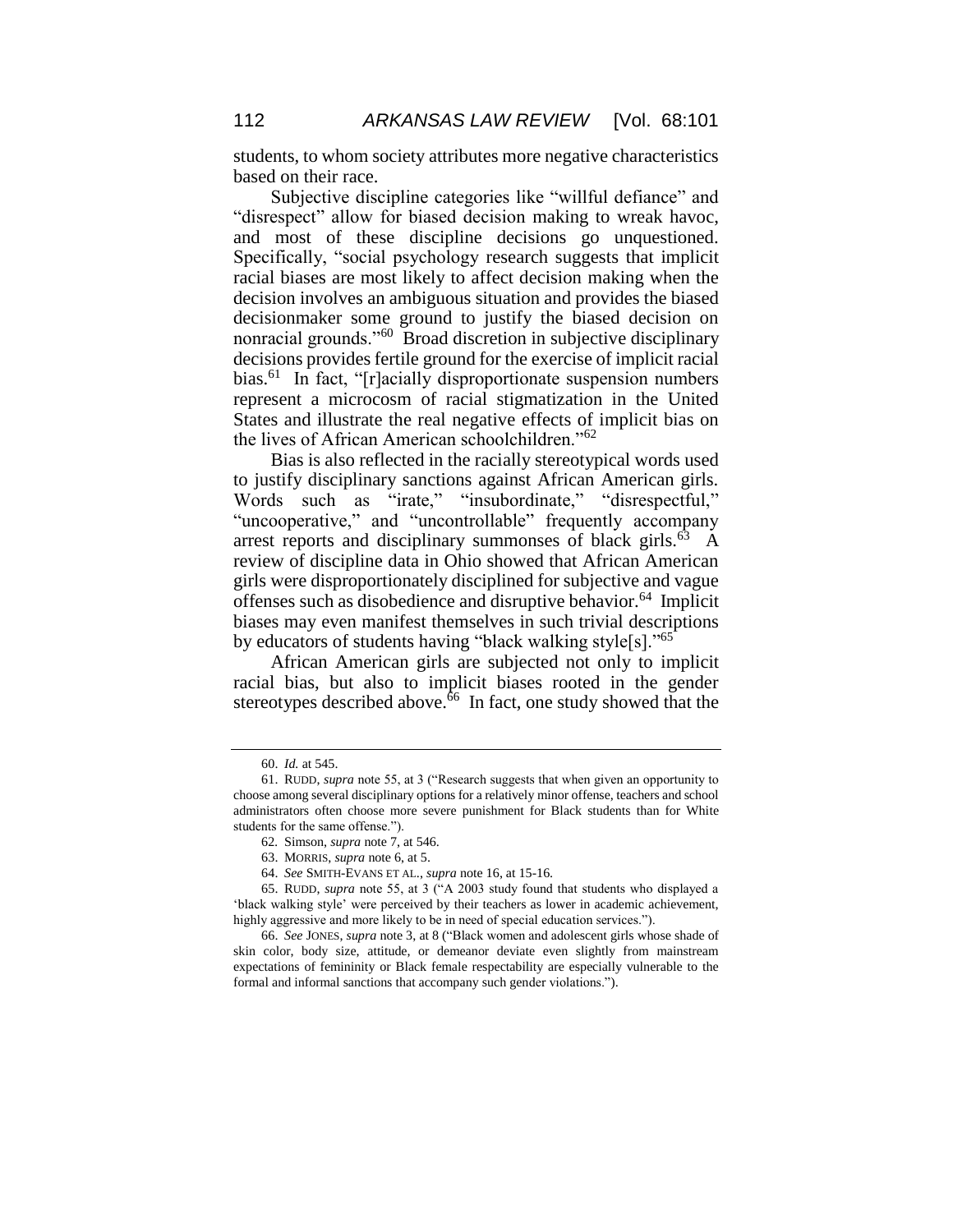students, to whom society attributes more negative characteristics based on their race.

Subjective discipline categories like "willful defiance" and "disrespect" allow for biased decision making to wreak havoc, and most of these discipline decisions go unquestioned. Specifically, "social psychology research suggests that implicit racial biases are most likely to affect decision making when the decision involves an ambiguous situation and provides the biased decisionmaker some ground to justify the biased decision on nonracial grounds."[60] Broad discretion in subjective disciplinary decisions provides fertile ground for the exercise of implicit racial bias.[61] In fact, "[r]acially disproportionate suspension numbers represent a microcosm of racial stigmatization in the United States and illustrate the real negative effects of implicit bias on the lives of African American schoolchildren."[62]

Bias is also reflected in the racially stereotypical words used to justify disciplinary sanctions against African American girls. Words such as "irate," "insubordinate," "disrespectful," "uncooperative," and "uncontrollable" frequently accompany arrest reports and disciplinary summonses of black girls.[63] A review of discipline data in Ohio showed that African American girls were disproportionately disciplined for subjective and vague offenses such as disobedience and disruptive behavior.[64] Implicit biases may even manifest themselves in such trivial descriptions by educators of students having "black walking style[s]."[65]

African American girls are subjected not only to implicit racial bias, but also to implicit biases rooted in the gender stereotypes described above.[66] In fact, one study showed that the

---

60. *Id.* at 545.

61. RUDD, *supra* note 55, at 3 ("Research suggests that when given an opportunity to choose among several disciplinary options for a relatively minor offense, teachers and school administrators often choose more severe punishment for Black students than for White students for the same offense.").

62. Simson, *supra* note 7, at 546.

63. MORRIS, *supra* note 6, at 5.

64. *See* SMITH-EVANS ET AL., *supra* note 16, at 15-16.

65. RUDD, *supra* note 55, at 3 ("A 2003 study found that students who displayed a 'black walking style' were perceived by their teachers as lower in academic achievement, highly aggressive and more likely to be in need of special education services.").

66. *See* JONES, *supra* note 3, at 8 ("Black women and adolescent girls whose shade of skin color, body size, attitude, or demeanor deviate even slightly from mainstream expectations of femininity or Black female respectability are especially vulnerable to the formal and informal sanctions that accompany such gender violations.").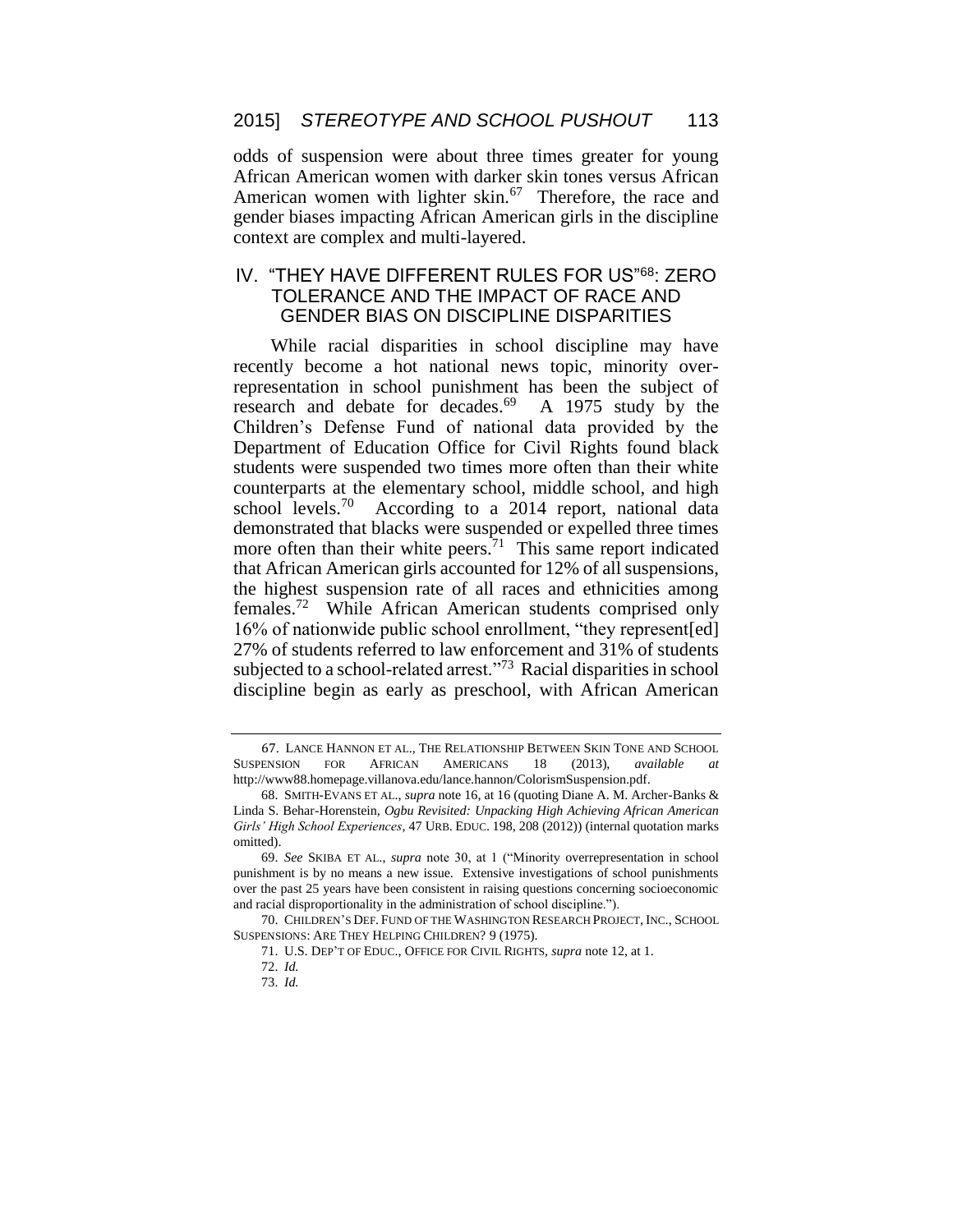odds of suspension were about three times greater for young African American women with darker skin tones versus African American women with lighter skin.[67] Therefore, the race and gender biases impacting African American girls in the discipline context are complex and multi-layered.

## IV. "THEY HAVE DIFFERENT RULES FOR US"[68]: ZERO TOLERANCE AND THE IMPACT OF RACE AND GENDER BIAS ON DISCIPLINE DISPARITIES

While racial disparities in school discipline may have recently become a hot national news topic, minority over-representation in school punishment has been the subject of research and debate for decades.[69] A 1975 study by the Children's Defense Fund of national data provided by the Department of Education Office for Civil Rights found black students were suspended two times more often than their white counterparts at the elementary school, middle school, and high school levels.[70] According to a 2014 report, national data demonstrated that blacks were suspended or expelled three times more often than their white peers.[71] This same report indicated that African American girls accounted for 12% of all suspensions, the highest suspension rate of all races and ethnicities among females.[72] While African American students comprised only 16% of nationwide public school enrollment, "they represent[ed] 27% of students referred to law enforcement and 31% of students subjected to a school-related arrest."[73] Racial disparities in school discipline begin as early as preschool, with African American

---

67. LANCE HANNON ET AL., THE RELATIONSHIP BETWEEN SKIN TONE AND SCHOOL SUSPENSION FOR AFRICAN AMERICANS 18 (2013), *available at* http://www88.homepage.villanova.edu/lance.hannon/ColorismSuspension.pdf.

68. SMITH-EVANS ET AL., *supra* note 16, at 16 (quoting Diane A. M. Archer-Banks & Linda S. Behar-Horenstein, *Ogbu Revisited: Unpacking High Achieving African American Girls' High School Experiences*, 47 URB. EDUC. 198, 208 (2012)) (internal quotation marks omitted).

69. *See* SKIBA ET AL., *supra* note 30, at 1 ("Minority overrepresentation in school punishment is by no means a new issue. Extensive investigations of school punishments over the past 25 years have been consistent in raising questions concerning socioeconomic and racial disproportionality in the administration of school discipline.").

70. CHILDREN'S DEF. FUND OF THE WASHINGTON RESEARCH PROJECT, INC., SCHOOL SUSPENSIONS: ARE THEY HELPING CHILDREN? 9 (1975).

71. U.S. DEP'T OF EDUC., OFFICE FOR CIVIL RIGHTS, *supra* note 12, at 1.

72. *Id.*

73. *Id.*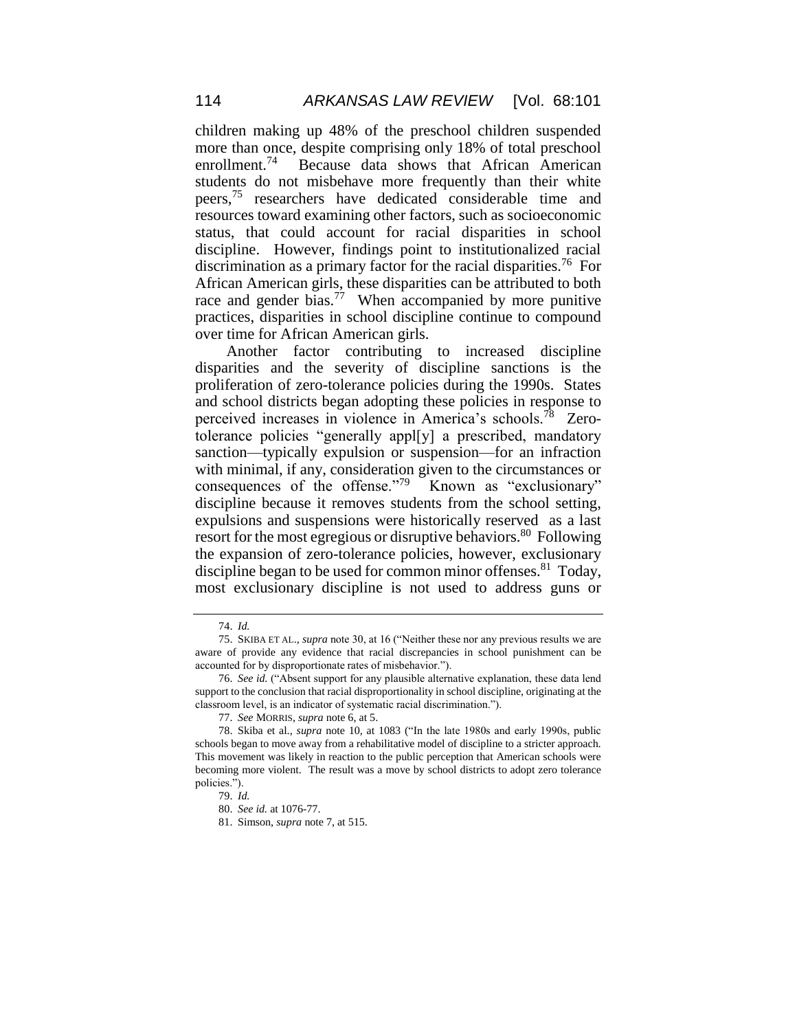children making up 48% of the preschool children suspended more than once, despite comprising only 18% of total preschool enrollment.[74] Because data shows that African American students do not misbehave more frequently than their white peers,[75] researchers have dedicated considerable time and resources toward examining other factors, such as socioeconomic status, that could account for racial disparities in school discipline. However, findings point to institutionalized racial discrimination as a primary factor for the racial disparities.[76] For African American girls, these disparities can be attributed to both race and gender bias.[77] When accompanied by more punitive practices, disparities in school discipline continue to compound over time for African American girls.

Another factor contributing to increased discipline disparities and the severity of discipline sanctions is the proliferation of zero-tolerance policies during the 1990s. States and school districts began adopting these policies in response to perceived increases in violence in America's schools.[78] Zero-tolerance policies "generally appl[y] a prescribed, mandatory sanction—typically expulsion or suspension—for an infraction with minimal, if any, consideration given to the circumstances or consequences of the offense."[79] Known as "exclusionary" discipline because it removes students from the school setting, expulsions and suspensions were historically reserved as a last resort for the most egregious or disruptive behaviors.[80] Following the expansion of zero-tolerance policies, however, exclusionary discipline began to be used for common minor offenses.[81] Today, most exclusionary discipline is not used to address guns or

---

74. *Id.*

75. SKIBA ET AL., *supra* note 30, at 16 ("Neither these nor any previous results we are aware of provide any evidence that racial discrepancies in school punishment can be accounted for by disproportionate rates of misbehavior.").

76. *See id.* ("Absent support for any plausible alternative explanation, these data lend support to the conclusion that racial disproportionality in school discipline, originating at the classroom level, is an indicator of systematic racial discrimination.").

77. *See* MORRIS, *supra* note 6, at 5.

78. Skiba et al., *supra* note 10, at 1083 ("In the late 1980s and early 1990s, public schools began to move away from a rehabilitative model of discipline to a stricter approach. This movement was likely in reaction to the public perception that American schools were becoming more violent. The result was a move by school districts to adopt zero tolerance policies.").

79. *Id.*

80. *See id.* at 1076-77.

81. Simson, *supra* note 7, at 515.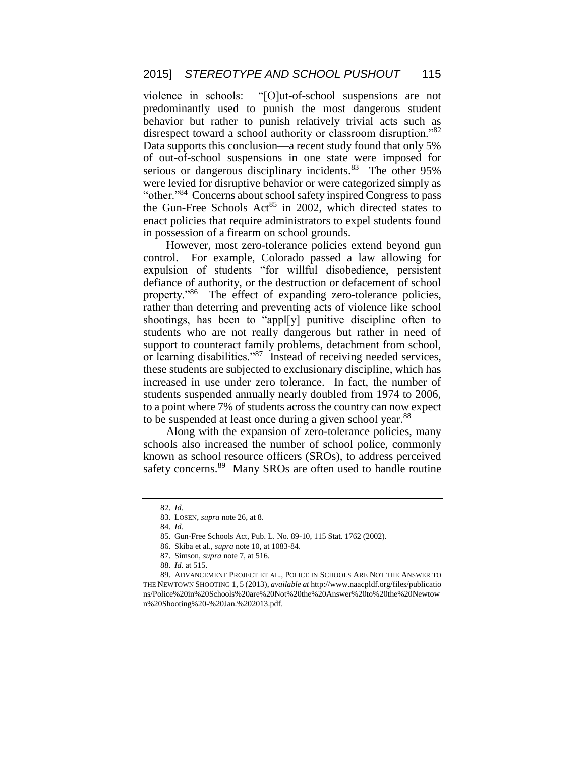violence in schools: "[O]ut-of-school suspensions are not predominantly used to punish the most dangerous student behavior but rather to punish relatively trivial acts such as disrespect toward a school authority or classroom disruption."[82] Data supports this conclusion—a recent study found that only 5% of out-of-school suspensions in one state were imposed for serious or dangerous disciplinary incidents.[83] The other 95% were levied for disruptive behavior or were categorized simply as "other."[84] Concerns about school safety inspired Congress to pass the Gun-Free Schools Act[85] in 2002, which directed states to enact policies that require administrators to expel students found in possession of a firearm on school grounds.

However, most zero-tolerance policies extend beyond gun control. For example, Colorado passed a law allowing for expulsion of students "for willful disobedience, persistent defiance of authority, or the destruction or defacement of school property."[86] The effect of expanding zero-tolerance policies, rather than deterring and preventing acts of violence like school shootings, has been to "appl[y] punitive discipline often to students who are not really dangerous but rather in need of support to counteract family problems, detachment from school, or learning disabilities."[87] Instead of receiving needed services, these students are subjected to exclusionary discipline, which has increased in use under zero tolerance. In fact, the number of students suspended annually nearly doubled from 1974 to 2006, to a point where 7% of students across the country can now expect to be suspended at least once during a given school year.[88]

Along with the expansion of zero-tolerance policies, many schools also increased the number of school police, commonly known as school resource officers (SROs), to address perceived safety concerns.[89] Many SROs are often used to handle routine

---

82. *Id.*

83. LOSEN, *supra* note 26, at 8.

84. *Id.*

85. Gun-Free Schools Act, Pub. L. No. 89-10, 115 Stat. 1762 (2002).

86. Skiba et al., *supra* note 10, at 1083-84.

87. Simson, *supra* note 7, at 516.

88. *Id.* at 515.

89. ADVANCEMENT PROJECT ET AL., POLICE IN SCHOOLS ARE NOT THE ANSWER TO THE NEWTOWN SHOOTING 1, 5 (2013), *available at* http://www.naacpldf.org/files/publications/Police%20in%20Schools%20are%20Not%20the%20Answer%20to%20the%20Newtown%20Shooting%20-%20Jan.%202013.pdf.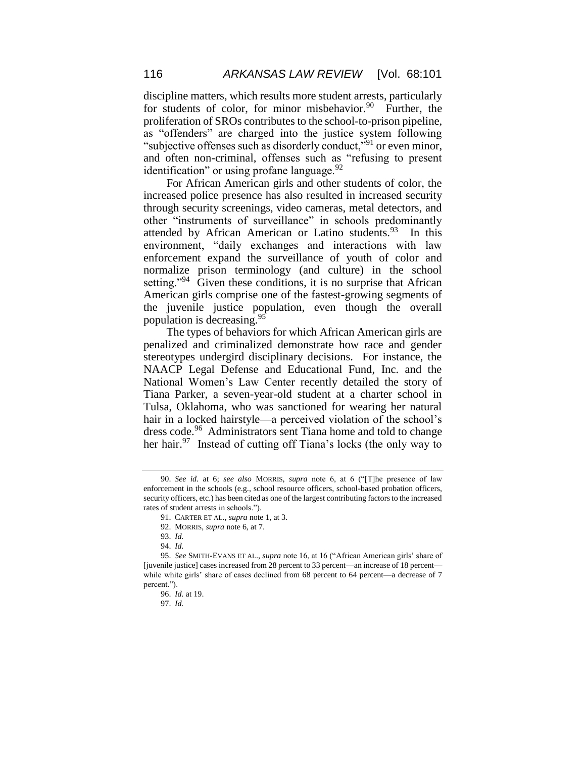discipline matters, which results more student arrests, particularly for students of color, for minor misbehavior.[90] Further, the proliferation of SROs contributes to the school-to-prison pipeline, as "offenders" are charged into the justice system following "subjective offenses such as disorderly conduct,"[91] or even minor, and often non-criminal, offenses such as "refusing to present identification" or using profane language.[92]

For African American girls and other students of color, the increased police presence has also resulted in increased security through security screenings, video cameras, metal detectors, and other "instruments of surveillance" in schools predominantly attended by African American or Latino students.[93] In this environment, "daily exchanges and interactions with law enforcement expand the surveillance of youth of color and normalize prison terminology (and culture) in the school setting."[94] Given these conditions, it is no surprise that African American girls comprise one of the fastest-growing segments of the juvenile justice population, even though the overall population is decreasing.[95]

The types of behaviors for which African American girls are penalized and criminalized demonstrate how race and gender stereotypes undergird disciplinary decisions. For instance, the NAACP Legal Defense and Educational Fund, Inc. and the National Women's Law Center recently detailed the story of Tiana Parker, a seven-year-old student at a charter school in Tulsa, Oklahoma, who was sanctioned for wearing her natural hair in a locked hairstyle—a perceived violation of the school's dress code.[96] Administrators sent Tiana home and told to change her hair.[97] Instead of cutting off Tiana's locks (the only way to

---

90. *See id.* at 6; *see also* MORRIS, *supra* note 6, at 6 ("[T]he presence of law enforcement in the schools (e.g., school resource officers, school-based probation officers, security officers, etc.) has been cited as one of the largest contributing factors to the increased rates of student arrests in schools.").

91. CARTER ET AL., *supra* note 1, at 3.

92. MORRIS, *supra* note 6, at 7.

93. *Id.*

94. *Id.*

95. *See* SMITH-EVANS ET AL., *supra* note 16, at 16 ("African American girls' share of [juvenile justice] cases increased from 28 percent to 33 percent—an increase of 18 percent—while white girls' share of cases declined from 68 percent to 64 percent—a decrease of 7 percent.").

96. *Id.* at 19.

97. *Id.*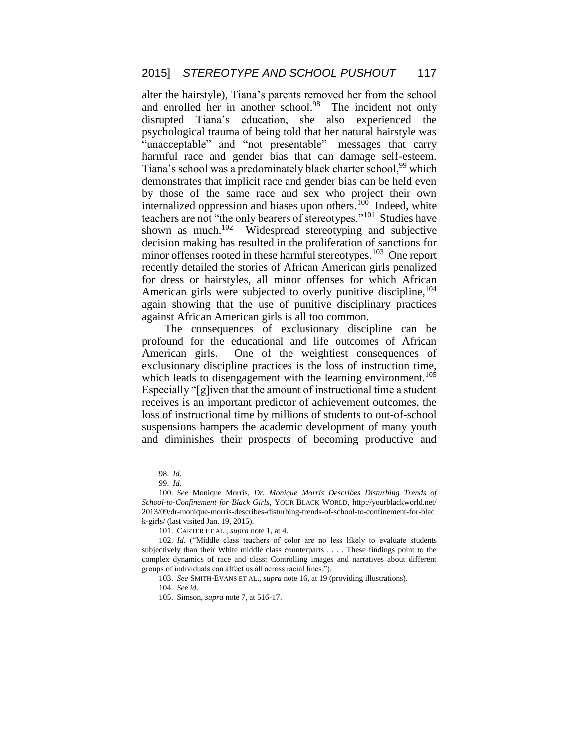alter the hairstyle), Tiana's parents removed her from the school and enrolled her in another school.[98] The incident not only disrupted Tiana's education, she also experienced the psychological trauma of being told that her natural hairstyle was "unacceptable" and "not presentable"—messages that carry harmful race and gender bias that can damage self-esteem. Tiana's school was a predominately black charter school,[99] which demonstrates that implicit race and gender bias can be held even by those of the same race and sex who project their own internalized oppression and biases upon others.[100] Indeed, white teachers are not "the only bearers of stereotypes."[101] Studies have shown as much.[102] Widespread stereotyping and subjective decision making has resulted in the proliferation of sanctions for minor offenses rooted in these harmful stereotypes.[103] One report recently detailed the stories of African American girls penalized for dress or hairstyles, all minor offenses for which African American girls were subjected to overly punitive discipline,[104] again showing that the use of punitive disciplinary practices against African American girls is all too common.

The consequences of exclusionary discipline can be profound for the educational and life outcomes of African American girls. One of the weightiest consequences of exclusionary discipline practices is the loss of instruction time, which leads to disengagement with the learning environment.[105] Especially "[g]iven that the amount of instructional time a student receives is an important predictor of achievement outcomes, the loss of instructional time by millions of students to out-of-school suspensions hampers the academic development of many youth and diminishes their prospects of becoming productive and

---

98. *Id.*

99. *Id.*

100. *See* Monique Morris, *Dr. Monique Morris Describes Disturbing Trends of School-to-Confinement for Black Girls*, YOUR BLACK WORLD, http://yourblackworld.net/2013/09/dr-monique-morris-describes-disturbing-trends-of-school-to-confinement-for-black-girls/ (last visited Jan. 19, 2015).

101. CARTER ET AL., *supra* note 1, at 4.

102. *Id.* ("Middle class teachers of color are no less likely to evaluate students subjectively than their White middle class counterparts . . . . These findings point to the complex dynamics of race and class: Controlling images and narratives about different groups of individuals can affect us all across racial lines.").

103. *See* SMITH-EVANS ET AL., *supra* note 16, at 19 (providing illustrations).

104. *See id.*

105. Simson, *supra* note 7, at 516-17.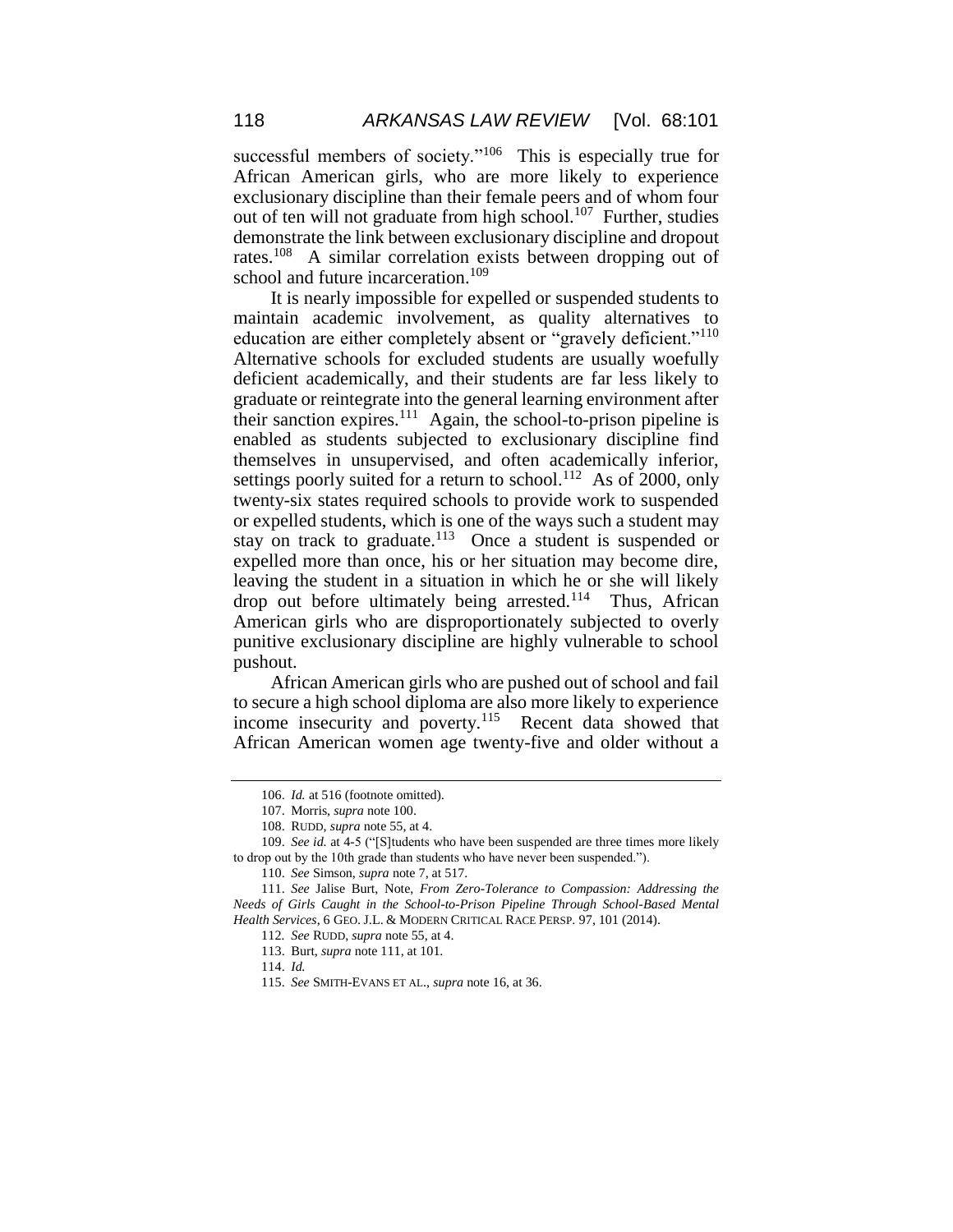successful members of society."[106] This is especially true for African American girls, who are more likely to experience exclusionary discipline than their female peers and of whom four out of ten will not graduate from high school.[107] Further, studies demonstrate the link between exclusionary discipline and dropout rates.[108] A similar correlation exists between dropping out of school and future incarceration.[109]

It is nearly impossible for expelled or suspended students to maintain academic involvement, as quality alternatives to education are either completely absent or "gravely deficient."[110] Alternative schools for excluded students are usually woefully deficient academically, and their students are far less likely to graduate or reintegrate into the general learning environment after their sanction expires.[111] Again, the school-to-prison pipeline is enabled as students subjected to exclusionary discipline find themselves in unsupervised, and often academically inferior, settings poorly suited for a return to school.[112] As of 2000, only twenty-six states required schools to provide work to suspended or expelled students, which is one of the ways such a student may stay on track to graduate.[113] Once a student is suspended or expelled more than once, his or her situation may become dire, leaving the student in a situation in which he or she will likely drop out before ultimately being arrested.[114] Thus, African American girls who are disproportionately subjected to overly punitive exclusionary discipline are highly vulnerable to school pushout.

African American girls who are pushed out of school and fail to secure a high school diploma are also more likely to experience income insecurity and poverty.[115] Recent data showed that African American women age twenty-five and older without a

---

106. *Id.* at 516 (footnote omitted).

107. Morris, *supra* note 100.

108. RUDD, *supra* note 55, at 4.

109. *See id.* at 4-5 ("[S]tudents who have been suspended are three times more likely to drop out by the 10th grade than students who have never been suspended.").

110. *See* Simson, *supra* note 7, at 517.

111. *See* Jalise Burt, Note, *From Zero-Tolerance to Compassion: Addressing the Needs of Girls Caught in the School-to-Prison Pipeline Through School-Based Mental Health Services*, 6 GEO. J.L. & MODERN CRITICAL RACE PERSP. 97, 101 (2014).

112. *See* RUDD, *supra* note 55, at 4.

113. Burt, *supra* note 111, at 101.

114. *Id.*

115. *See* SMITH-EVANS ET AL., *supra* note 16, at 36.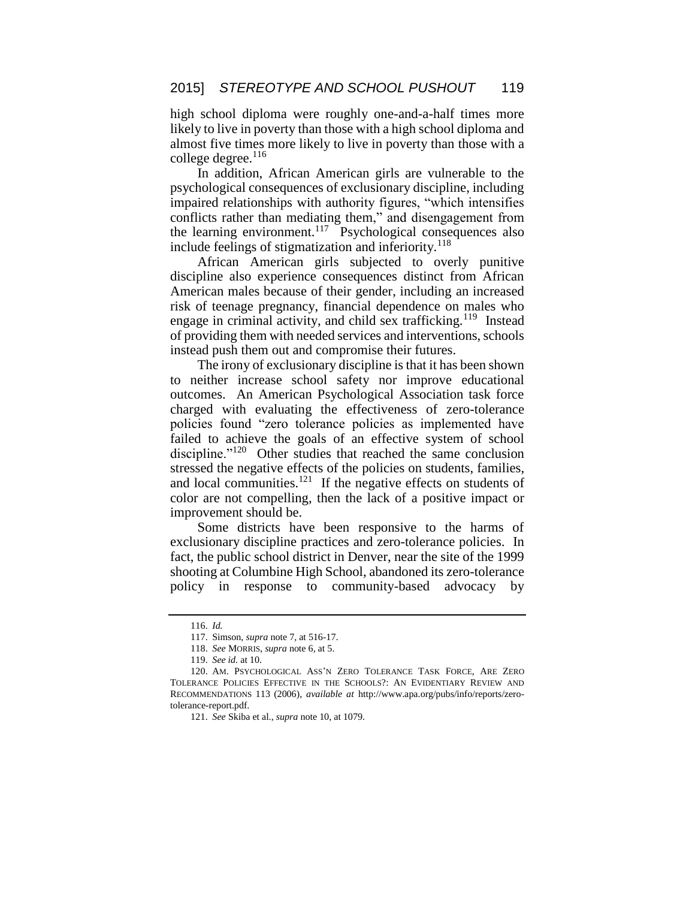high school diploma were roughly one-and-a-half times more likely to live in poverty than those with a high school diploma and almost five times more likely to live in poverty than those with a college degree.[116]

In addition, African American girls are vulnerable to the psychological consequences of exclusionary discipline, including impaired relationships with authority figures, "which intensifies conflicts rather than mediating them," and disengagement from the learning environment.[117] Psychological consequences also include feelings of stigmatization and inferiority.[118]

African American girls subjected to overly punitive discipline also experience consequences distinct from African American males because of their gender, including an increased risk of teenage pregnancy, financial dependence on males who engage in criminal activity, and child sex trafficking.[119] Instead of providing them with needed services and interventions, schools instead push them out and compromise their futures.

The irony of exclusionary discipline is that it has been shown to neither increase school safety nor improve educational outcomes. An American Psychological Association task force charged with evaluating the effectiveness of zero-tolerance policies found "zero tolerance policies as implemented have failed to achieve the goals of an effective system of school discipline."[120] Other studies that reached the same conclusion stressed the negative effects of the policies on students, families, and local communities.[121] If the negative effects on students of color are not compelling, then the lack of a positive impact or improvement should be.

Some districts have been responsive to the harms of exclusionary discipline practices and zero-tolerance policies. In fact, the public school district in Denver, near the site of the 1999 shooting at Columbine High School, abandoned its zero-tolerance policy in response to community-based advocacy by

---

116. *Id.*

117. Simson, *supra* note 7, at 516-17.

118. *See* MORRIS, *supra* note 6, at 5.

119. *See id.* at 10.

120. AM. PSYCHOLOGICAL ASS'N ZERO TOLERANCE TASK FORCE, ARE ZERO TOLERANCE POLICIES EFFECTIVE IN THE SCHOOLS?: AN EVIDENTIARY REVIEW AND RECOMMENDATIONS 113 (2006), *available at* http://www.apa.org/pubs/info/reports/zero-tolerance-report.pdf.

121. *See* Skiba et al., *supra* note 10, at 1079.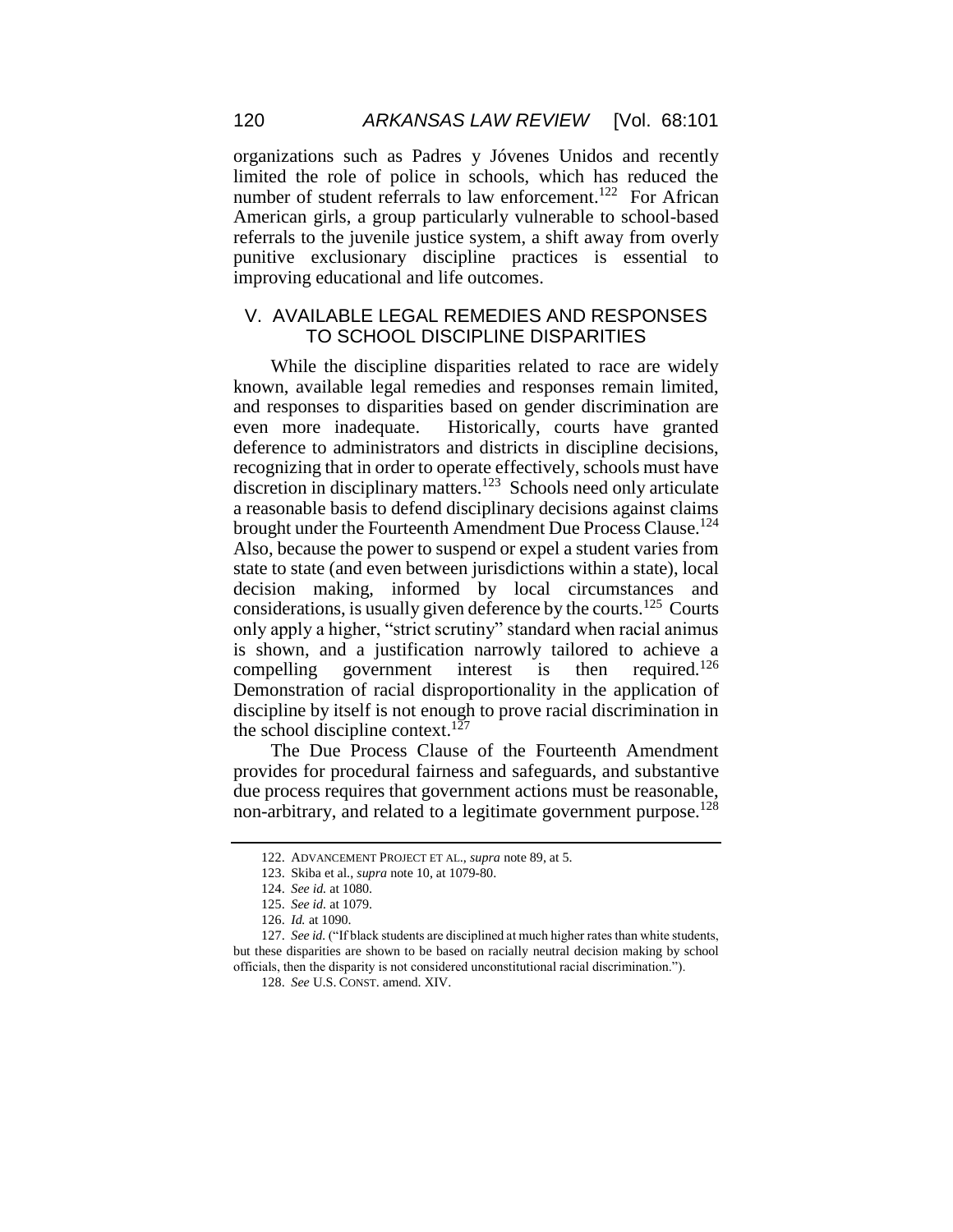organizations such as Padres y Jóvenes Unidos and recently limited the role of police in schools, which has reduced the number of student referrals to law enforcement.[122] For African American girls, a group particularly vulnerable to school-based referrals to the juvenile justice system, a shift away from overly punitive exclusionary discipline practices is essential to improving educational and life outcomes.

## V. AVAILABLE LEGAL REMEDIES AND RESPONSES TO SCHOOL DISCIPLINE DISPARITIES

While the discipline disparities related to race are widely known, available legal remedies and responses remain limited, and responses to disparities based on gender discrimination are even more inadequate. Historically, courts have granted deference to administrators and districts in discipline decisions, recognizing that in order to operate effectively, schools must have discretion in disciplinary matters.[123] Schools need only articulate a reasonable basis to defend disciplinary decisions against claims brought under the Fourteenth Amendment Due Process Clause.[124] Also, because the power to suspend or expel a student varies from state to state (and even between jurisdictions within a state), local decision making, informed by local circumstances and considerations, is usually given deference by the courts.[125] Courts only apply a higher, "strict scrutiny" standard when racial animus is shown, and a justification narrowly tailored to achieve a compelling government interest is then required.[126] Demonstration of racial disproportionality in the application of discipline by itself is not enough to prove racial discrimination in the school discipline context.[127]

The Due Process Clause of the Fourteenth Amendment provides for procedural fairness and safeguards, and substantive due process requires that government actions must be reasonable, non-arbitrary, and related to a legitimate government purpose.[128]

---

122. ADVANCEMENT PROJECT ET AL., *supra* note 89, at 5.

123. Skiba et al., *supra* note 10, at 1079-80.

124. *See id.* at 1080.

125. *See id.* at 1079.

126. *Id.* at 1090.

127. *See id.* ("If black students are disciplined at much higher rates than white students, but these disparities are shown to be based on racially neutral decision making by school officials, then the disparity is not considered unconstitutional racial discrimination.").

128. *See* U.S. CONST. amend. XIV.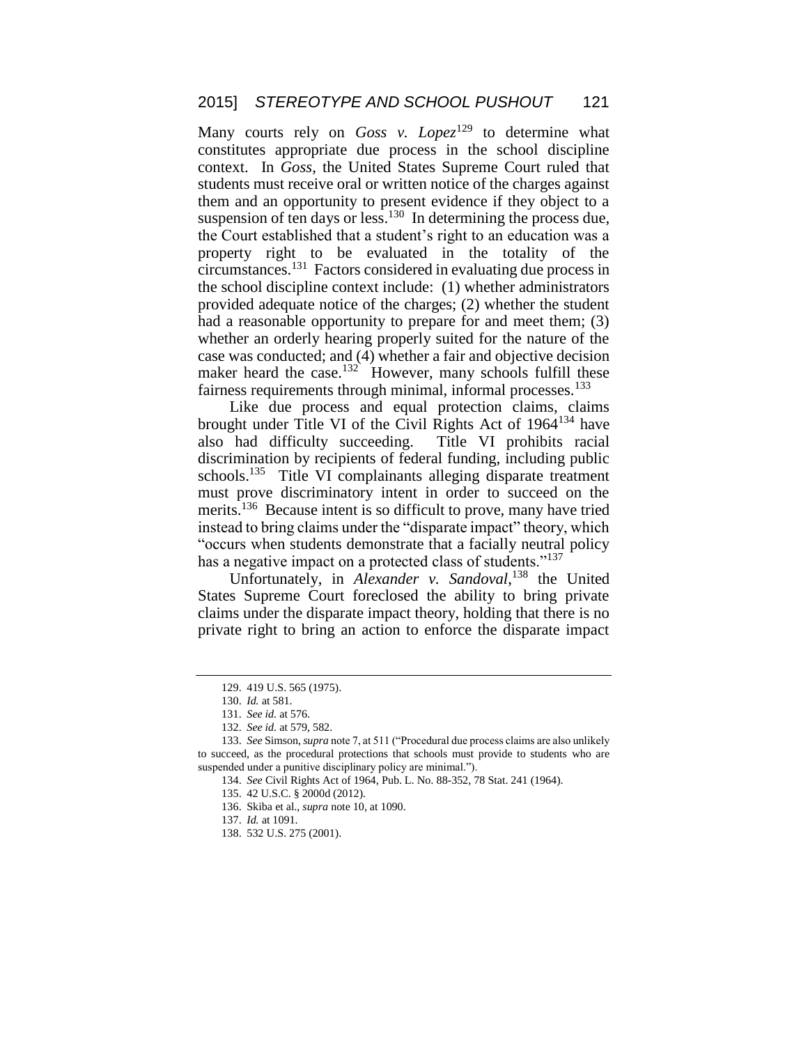Many courts rely on *Goss v. Lopez*[129] to determine what constitutes appropriate due process in the school discipline context. In *Goss*, the United States Supreme Court ruled that students must receive oral or written notice of the charges against them and an opportunity to present evidence if they object to a suspension of ten days or less.[130] In determining the process due, the Court established that a student's right to an education was a property right to be evaluated in the totality of the circumstances.[131] Factors considered in evaluating due process in the school discipline context include: (1) whether administrators provided adequate notice of the charges; (2) whether the student had a reasonable opportunity to prepare for and meet them; (3) whether an orderly hearing properly suited for the nature of the case was conducted; and (4) whether a fair and objective decision maker heard the case.[132] However, many schools fulfill these fairness requirements through minimal, informal processes.[133]

Like due process and equal protection claims, claims brought under Title VI of the Civil Rights Act of 1964[134] have also had difficulty succeeding. Title VI prohibits racial discrimination by recipients of federal funding, including public schools.[135] Title VI complainants alleging disparate treatment must prove discriminatory intent in order to succeed on the merits.[136] Because intent is so difficult to prove, many have tried instead to bring claims under the "disparate impact" theory, which "occurs when students demonstrate that a facially neutral policy has a negative impact on a protected class of students."[137]

Unfortunately, in *Alexander v. Sandoval*,[138] the United States Supreme Court foreclosed the ability to bring private claims under the disparate impact theory, holding that there is no private right to bring an action to enforce the disparate impact

---

129. 419 U.S. 565 (1975).

130. *Id.* at 581.

131. *See id.* at 576.

132. *See id.* at 579, 582.

133. *See* Simson, *supra* note 7, at 511 ("Procedural due process claims are also unlikely to succeed, as the procedural protections that schools must provide to students who are suspended under a punitive disciplinary policy are minimal.").

134. *See* Civil Rights Act of 1964, Pub. L. No. 88-352, 78 Stat. 241 (1964).

135. 42 U.S.C. § 2000d (2012).

136. Skiba et al., *supra* note 10, at 1090.

137. *Id.* at 1091.

138. 532 U.S. 275 (2001).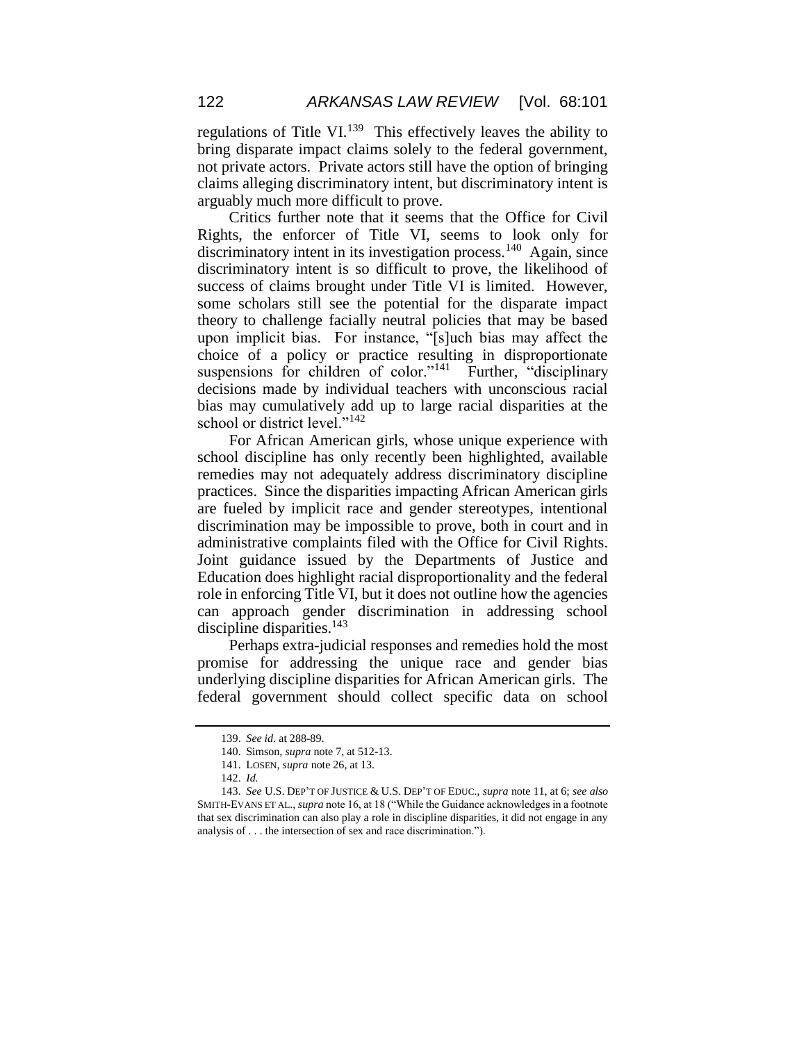regulations of Title VI.[139] This effectively leaves the ability to bring disparate impact claims solely to the federal government, not private actors. Private actors still have the option of bringing claims alleging discriminatory intent, but discriminatory intent is arguably much more difficult to prove.

Critics further note that it seems that the Office for Civil Rights, the enforcer of Title VI, seems to look only for discriminatory intent in its investigation process.[140] Again, since discriminatory intent is so difficult to prove, the likelihood of success of claims brought under Title VI is limited. However, some scholars still see the potential for the disparate impact theory to challenge facially neutral policies that may be based upon implicit bias. For instance, "[s]uch bias may affect the choice of a policy or practice resulting in disproportionate suspensions for children of color."[141] Further, "disciplinary decisions made by individual teachers with unconscious racial bias may cumulatively add up to large racial disparities at the school or district level."[142]

For African American girls, whose unique experience with school discipline has only recently been highlighted, available remedies may not adequately address discriminatory discipline practices. Since the disparities impacting African American girls are fueled by implicit race and gender stereotypes, intentional discrimination may be impossible to prove, both in court and in administrative complaints filed with the Office for Civil Rights. Joint guidance issued by the Departments of Justice and Education does highlight racial disproportionality and the federal role in enforcing Title VI, but it does not outline how the agencies can approach gender discrimination in addressing school discipline disparities.[143]

Perhaps extra-judicial responses and remedies hold the most promise for addressing the unique race and gender bias underlying discipline disparities for African American girls. The federal government should collect specific data on school

---

139. *See id.* at 288-89.

140. Simson, *supra* note 7, at 512-13.

141. LOSEN, *supra* note 26, at 13.

142. *Id.*

143. *See* U.S. DEP'T OF JUSTICE & U.S. DEP'T OF EDUC., *supra* note 11, at 6; *see also* SMITH-EVANS ET AL., *supra* note 16, at 18 ("While the Guidance acknowledges in a footnote that sex discrimination can also play a role in discipline disparities, it did not engage in any analysis of . . . the intersection of sex and race discrimination.").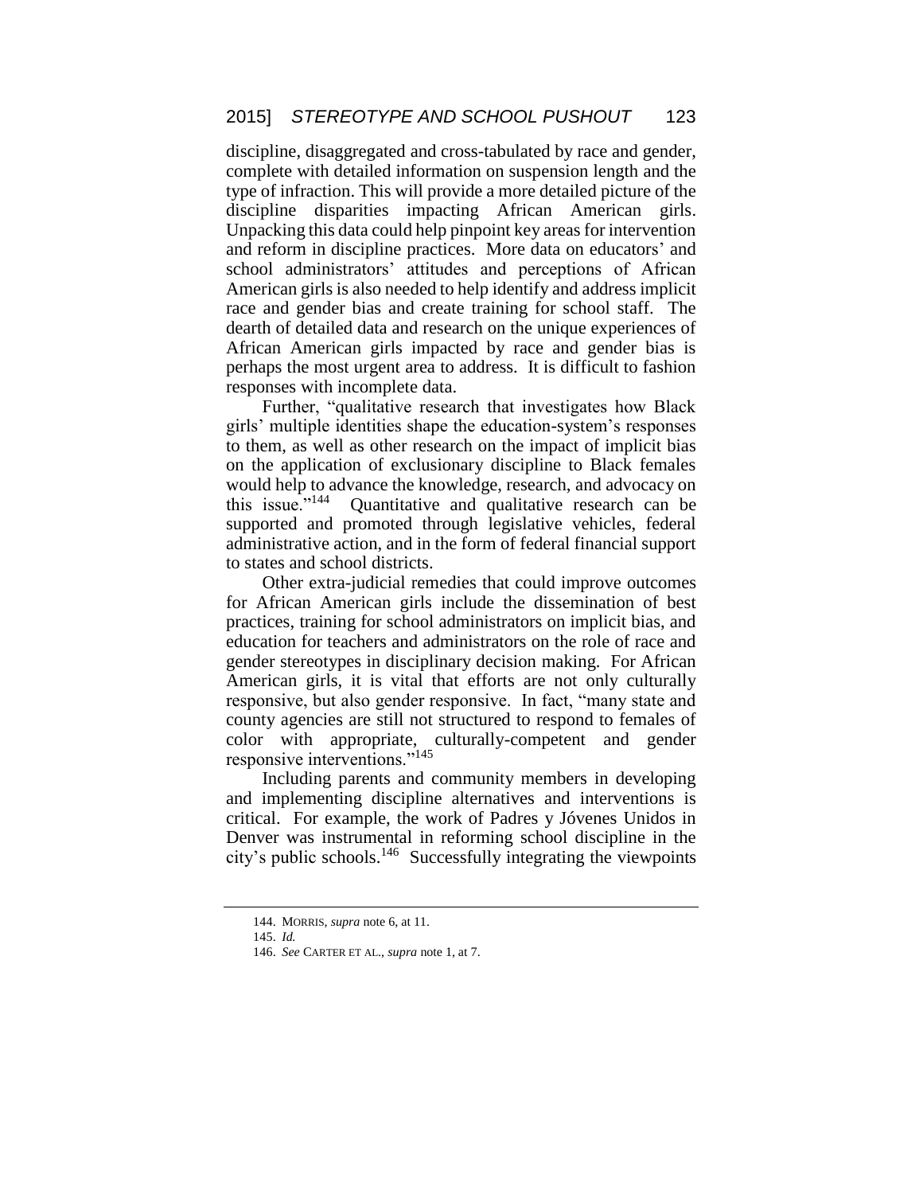discipline, disaggregated and cross-tabulated by race and gender, complete with detailed information on suspension length and the type of infraction. This will provide a more detailed picture of the discipline disparities impacting African American girls. Unpacking this data could help pinpoint key areas for intervention and reform in discipline practices. More data on educators' and school administrators' attitudes and perceptions of African American girls is also needed to help identify and address implicit race and gender bias and create training for school staff. The dearth of detailed data and research on the unique experiences of African American girls impacted by race and gender bias is perhaps the most urgent area to address. It is difficult to fashion responses with incomplete data.

Further, "qualitative research that investigates how Black girls' multiple identities shape the education-system's responses to them, as well as other research on the impact of implicit bias on the application of exclusionary discipline to Black females would help to advance the knowledge, research, and advocacy on this issue."[144] Quantitative and qualitative research can be supported and promoted through legislative vehicles, federal administrative action, and in the form of federal financial support to states and school districts.

Other extra-judicial remedies that could improve outcomes for African American girls include the dissemination of best practices, training for school administrators on implicit bias, and education for teachers and administrators on the role of race and gender stereotypes in disciplinary decision making. For African American girls, it is vital that efforts are not only culturally responsive, but also gender responsive. In fact, "many state and county agencies are still not structured to respond to females of color with appropriate, culturally-competent and gender responsive interventions."[145]

Including parents and community members in developing and implementing discipline alternatives and interventions is critical. For example, the work of Padres y Jóvenes Unidos in Denver was instrumental in reforming school discipline in the city's public schools.[146] Successfully integrating the viewpoints

144. MORRIS, *supra* note 6, at 11.

145. *Id.*

146. *See* CARTER ET AL., *supra* note 1, at 7.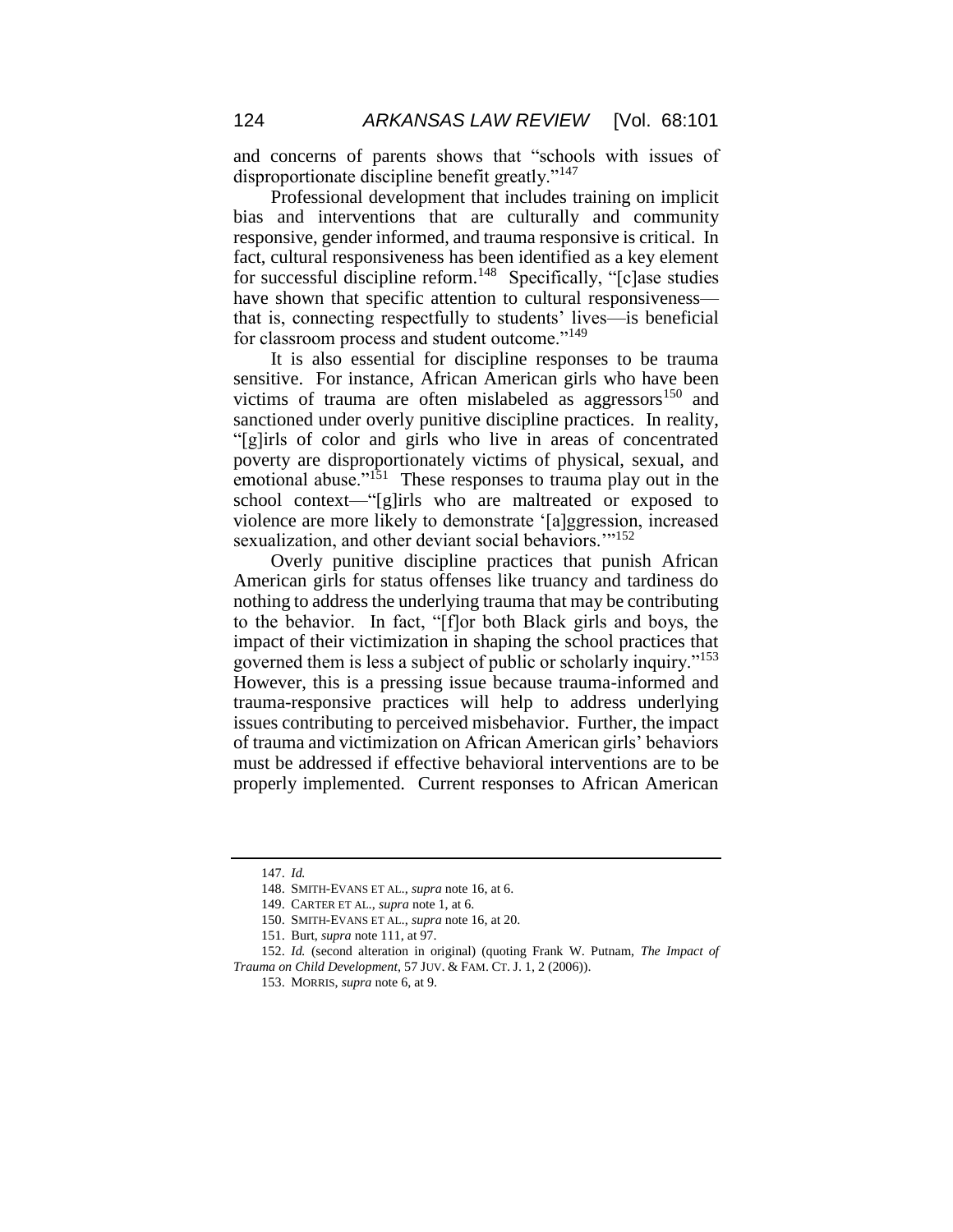and concerns of parents shows that "schools with issues of disproportionate discipline benefit greatly."[147]

Professional development that includes training on implicit bias and interventions that are culturally and community responsive, gender informed, and trauma responsive is critical. In fact, cultural responsiveness has been identified as a key element for successful discipline reform.[148] Specifically, "[c]ase studies have shown that specific attention to cultural responsiveness—that is, connecting respectfully to students' lives—is beneficial for classroom process and student outcome."[149]

It is also essential for discipline responses to be trauma sensitive. For instance, African American girls who have been victims of trauma are often mislabeled as aggressors[150] and sanctioned under overly punitive discipline practices. In reality, "[g]irls of color and girls who live in areas of concentrated poverty are disproportionately victims of physical, sexual, and emotional abuse."[151] These responses to trauma play out in the school context—"[g]irls who are maltreated or exposed to violence are more likely to demonstrate '[a]ggression, increased sexualization, and other deviant social behaviors.'"[152]

Overly punitive discipline practices that punish African American girls for status offenses like truancy and tardiness do nothing to address the underlying trauma that may be contributing to the behavior. In fact, "[f]or both Black girls and boys, the impact of their victimization in shaping the school practices that governed them is less a subject of public or scholarly inquiry."[153] However, this is a pressing issue because trauma-informed and trauma-responsive practices will help to address underlying issues contributing to perceived misbehavior. Further, the impact of trauma and victimization on African American girls' behaviors must be addressed if effective behavioral interventions are to be properly implemented. Current responses to African American

---

147. *Id.*

148. SMITH-EVANS ET AL., *supra* note 16, at 6.

149. CARTER ET AL., *supra* note 1, at 6.

150. SMITH-EVANS ET AL., *supra* note 16, at 20.

151. Burt, *supra* note 111, at 97.

152. *Id.* (second alteration in original) (quoting Frank W. Putnam, *The Impact of Trauma on Child Development*, 57 JUV. & FAM. CT. J. 1, 2 (2006)).

153. MORRIS, *supra* note 6, at 9.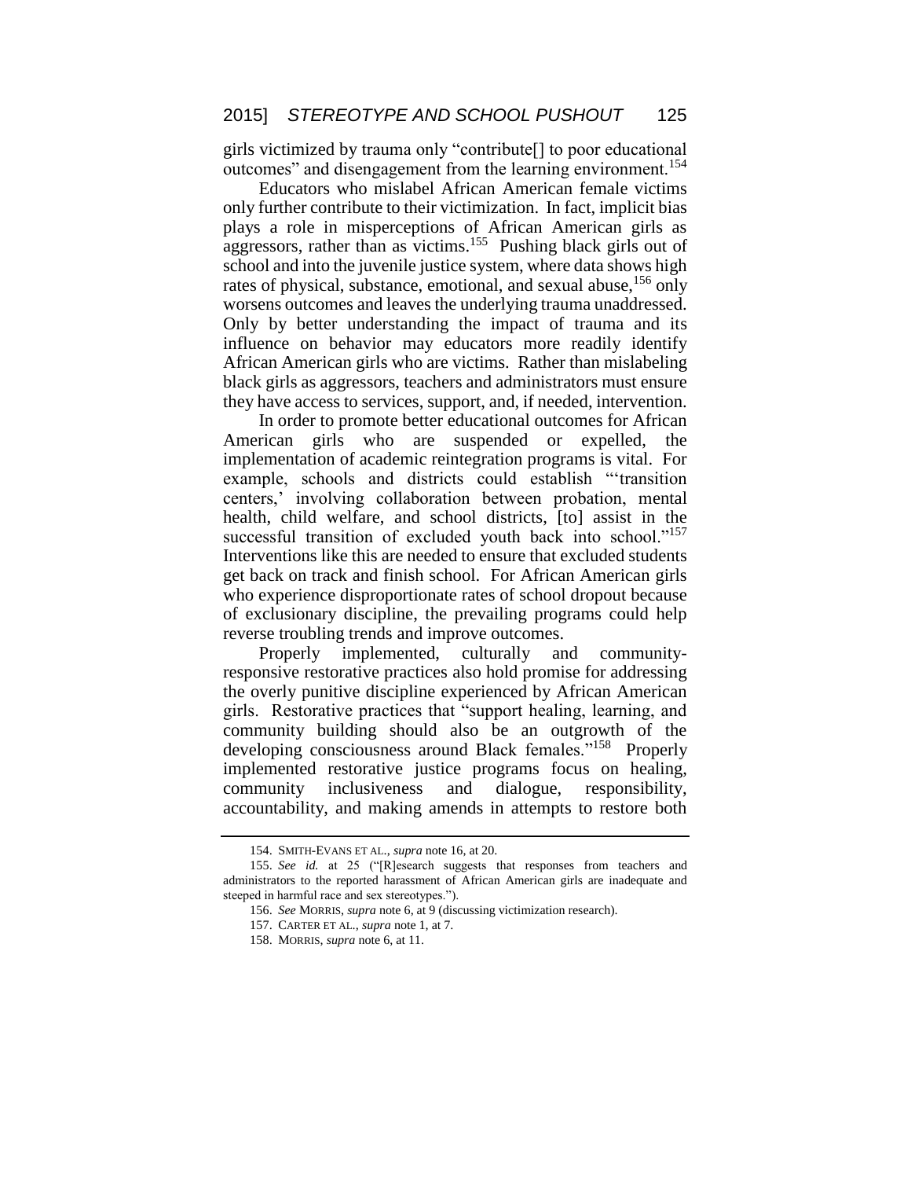girls victimized by trauma only "contribute[] to poor educational outcomes" and disengagement from the learning environment.[154]

Educators who mislabel African American female victims only further contribute to their victimization. In fact, implicit bias plays a role in misperceptions of African American girls as aggressors, rather than as victims.[155] Pushing black girls out of school and into the juvenile justice system, where data shows high rates of physical, substance, emotional, and sexual abuse,[156] only worsens outcomes and leaves the underlying trauma unaddressed. Only by better understanding the impact of trauma and its influence on behavior may educators more readily identify African American girls who are victims. Rather than mislabeling black girls as aggressors, teachers and administrators must ensure they have access to services, support, and, if needed, intervention.

In order to promote better educational outcomes for African American girls who are suspended or expelled, the implementation of academic reintegration programs is vital. For example, schools and districts could establish "'transition centers,' involving collaboration between probation, mental health, child welfare, and school districts, [to] assist in the successful transition of excluded youth back into school."[157] Interventions like this are needed to ensure that excluded students get back on track and finish school. For African American girls who experience disproportionate rates of school dropout because of exclusionary discipline, the prevailing programs could help reverse troubling trends and improve outcomes.

Properly implemented, culturally and community-responsive restorative practices also hold promise for addressing the overly punitive discipline experienced by African American girls. Restorative practices that "support healing, learning, and community building should also be an outgrowth of the developing consciousness around Black females."[158] Properly implemented restorative justice programs focus on healing, community inclusiveness and dialogue, responsibility, accountability, and making amends in attempts to restore both

---

154. SMITH-EVANS ET AL., *supra* note 16, at 20.

155. *See id.* at 25 ("[R]esearch suggests that responses from teachers and administrators to the reported harassment of African American girls are inadequate and steeped in harmful race and sex stereotypes.").

156. *See* MORRIS, *supra* note 6, at 9 (discussing victimization research).

157. CARTER ET AL., *supra* note 1, at 7.

158. MORRIS, *supra* note 6, at 11.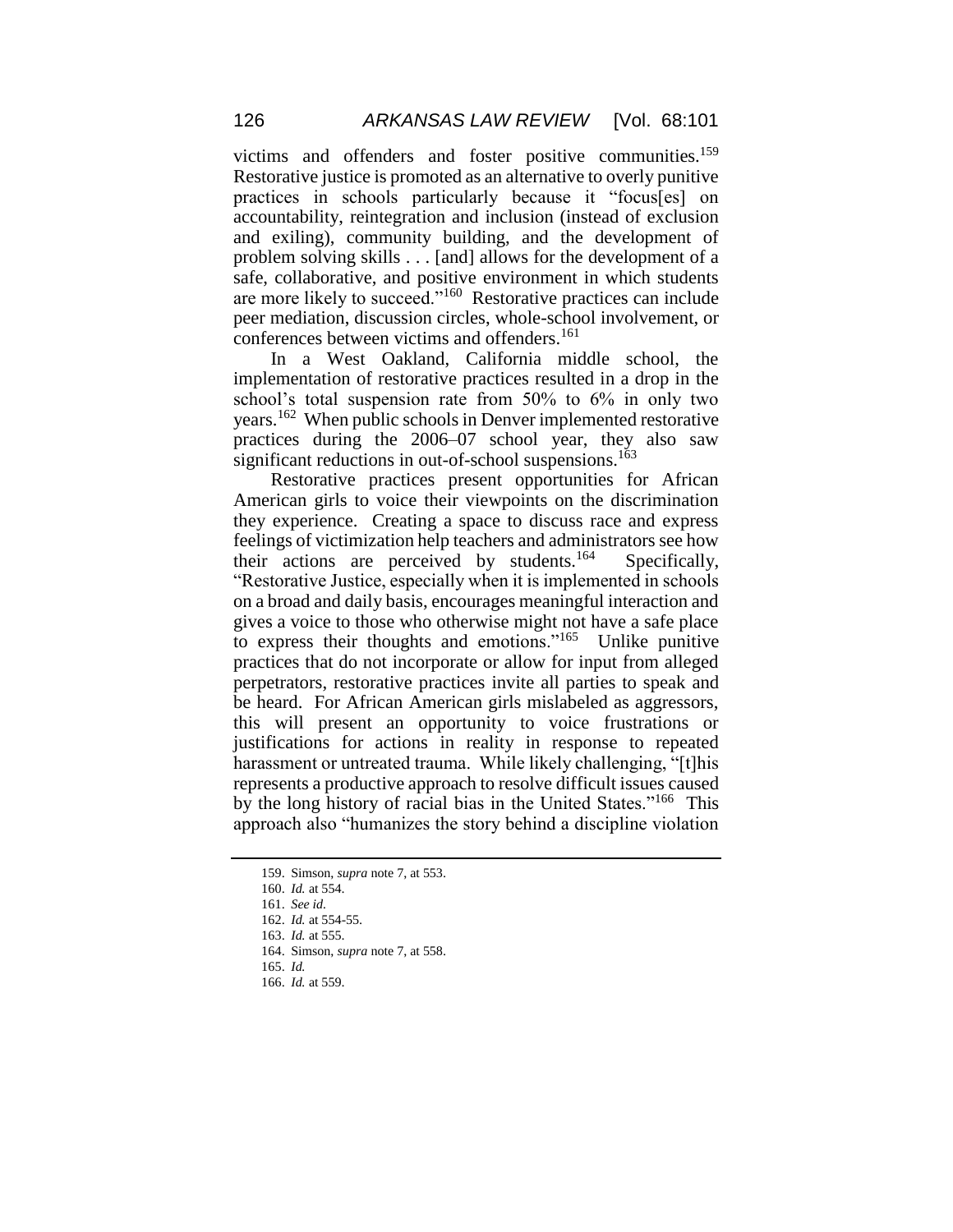victims and offenders and foster positive communities.[159] Restorative justice is promoted as an alternative to overly punitive practices in schools particularly because it "focus[es] on accountability, reintegration and inclusion (instead of exclusion and exiling), community building, and the development of problem solving skills . . . [and] allows for the development of a safe, collaborative, and positive environment in which students are more likely to succeed."[160] Restorative practices can include peer mediation, discussion circles, whole-school involvement, or conferences between victims and offenders.[161]

In a West Oakland, California middle school, the implementation of restorative practices resulted in a drop in the school's total suspension rate from 50% to 6% in only two years.[162] When public schools in Denver implemented restorative practices during the 2006–07 school year, they also saw significant reductions in out-of-school suspensions.[163]

Restorative practices present opportunities for African American girls to voice their viewpoints on the discrimination they experience. Creating a space to discuss race and express feelings of victimization help teachers and administrators see how their actions are perceived by students.[164] Specifically, "Restorative Justice, especially when it is implemented in schools on a broad and daily basis, encourages meaningful interaction and gives a voice to those who otherwise might not have a safe place to express their thoughts and emotions."[165] Unlike punitive practices that do not incorporate or allow for input from alleged perpetrators, restorative practices invite all parties to speak and be heard. For African American girls mislabeled as aggressors, this will present an opportunity to voice frustrations or justifications for actions in reality in response to repeated harassment or untreated trauma. While likely challenging, "[t]his represents a productive approach to resolve difficult issues caused by the long history of racial bias in the United States."[166] This approach also "humanizes the story behind a discipline violation

---

159. Simson, *supra* note 7, at 553.

160. *Id.* at 554.

161. *See id.*

162. *Id.* at 554-55.

163. *Id.* at 555.

164. Simson, *supra* note 7, at 558.

165. *Id.*

166. *Id.* at 559.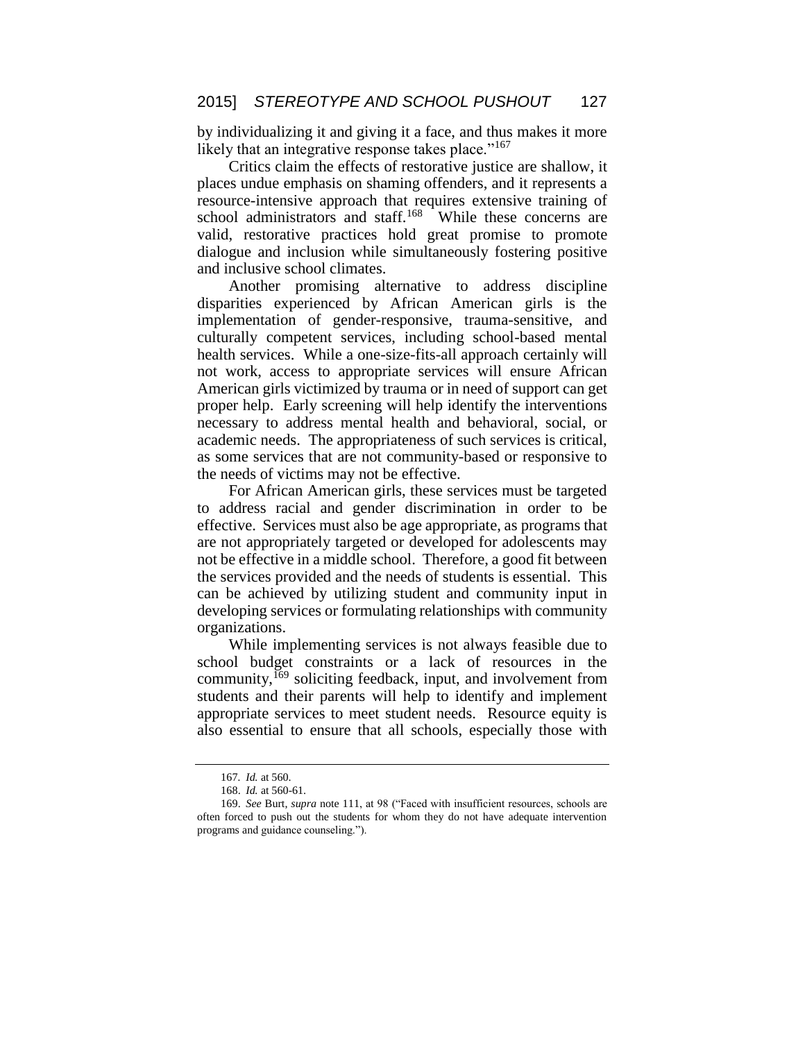by individualizing it and giving it a face, and thus makes it more likely that an integrative response takes place."[167]

Critics claim the effects of restorative justice are shallow, it places undue emphasis on shaming offenders, and it represents a resource-intensive approach that requires extensive training of school administrators and staff.[168] While these concerns are valid, restorative practices hold great promise to promote dialogue and inclusion while simultaneously fostering positive and inclusive school climates.

Another promising alternative to address discipline disparities experienced by African American girls is the implementation of gender-responsive, trauma-sensitive, and culturally competent services, including school-based mental health services. While a one-size-fits-all approach certainly will not work, access to appropriate services will ensure African American girls victimized by trauma or in need of support can get proper help. Early screening will help identify the interventions necessary to address mental health and behavioral, social, or academic needs. The appropriateness of such services is critical, as some services that are not community-based or responsive to the needs of victims may not be effective.

For African American girls, these services must be targeted to address racial and gender discrimination in order to be effective. Services must also be age appropriate, as programs that are not appropriately targeted or developed for adolescents may not be effective in a middle school. Therefore, a good fit between the services provided and the needs of students is essential. This can be achieved by utilizing student and community input in developing services or formulating relationships with community organizations.

While implementing services is not always feasible due to school budget constraints or a lack of resources in the community,[169] soliciting feedback, input, and involvement from students and their parents will help to identify and implement appropriate services to meet student needs. Resource equity is also essential to ensure that all schools, especially those with

---

167. *Id.* at 560.

168. *Id.* at 560-61.

169. *See* Burt, *supra* note 111, at 98 ("Faced with insufficient resources, schools are often forced to push out the students for whom they do not have adequate intervention programs and guidance counseling.").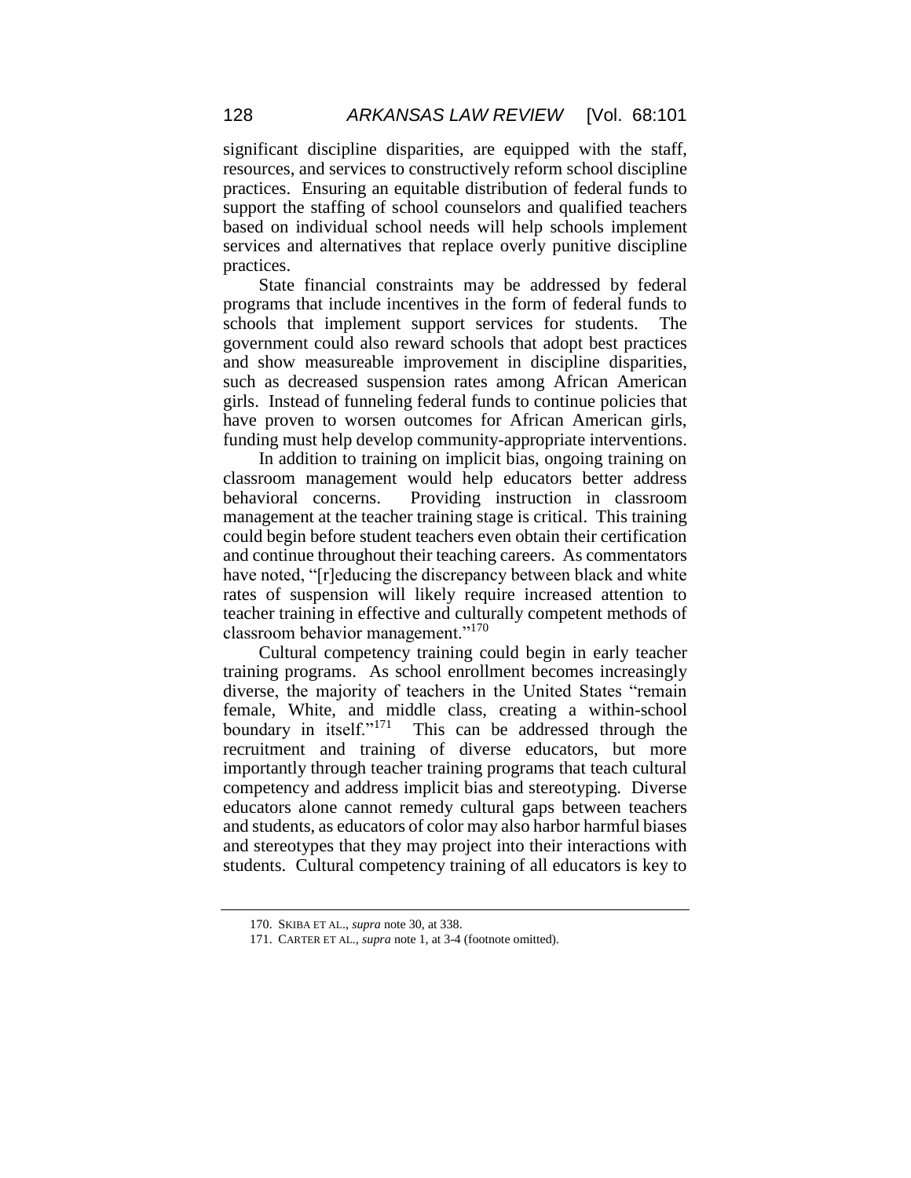significant discipline disparities, are equipped with the staff, resources, and services to constructively reform school discipline practices. Ensuring an equitable distribution of federal funds to support the staffing of school counselors and qualified teachers based on individual school needs will help schools implement services and alternatives that replace overly punitive discipline practices.

State financial constraints may be addressed by federal programs that include incentives in the form of federal funds to schools that implement support services for students. The government could also reward schools that adopt best practices and show measureable improvement in discipline disparities, such as decreased suspension rates among African American girls. Instead of funneling federal funds to continue policies that have proven to worsen outcomes for African American girls, funding must help develop community-appropriate interventions.

In addition to training on implicit bias, ongoing training on classroom management would help educators better address behavioral concerns. Providing instruction in classroom management at the teacher training stage is critical. This training could begin before student teachers even obtain their certification and continue throughout their teaching careers. As commentators have noted, "[r]educing the discrepancy between black and white rates of suspension will likely require increased attention to teacher training in effective and culturally competent methods of classroom behavior management."[170]

Cultural competency training could begin in early teacher training programs. As school enrollment becomes increasingly diverse, the majority of teachers in the United States "remain female, White, and middle class, creating a within-school boundary in itself."[171] This can be addressed through the recruitment and training of diverse educators, but more importantly through teacher training programs that teach cultural competency and address implicit bias and stereotyping. Diverse educators alone cannot remedy cultural gaps between teachers and students, as educators of color may also harbor harmful biases and stereotypes that they may project into their interactions with students. Cultural competency training of all educators is key to

---

170. SKIBA ET AL., *supra* note 30, at 338.

171. CARTER ET AL., *supra* note 1, at 3-4 (footnote omitted).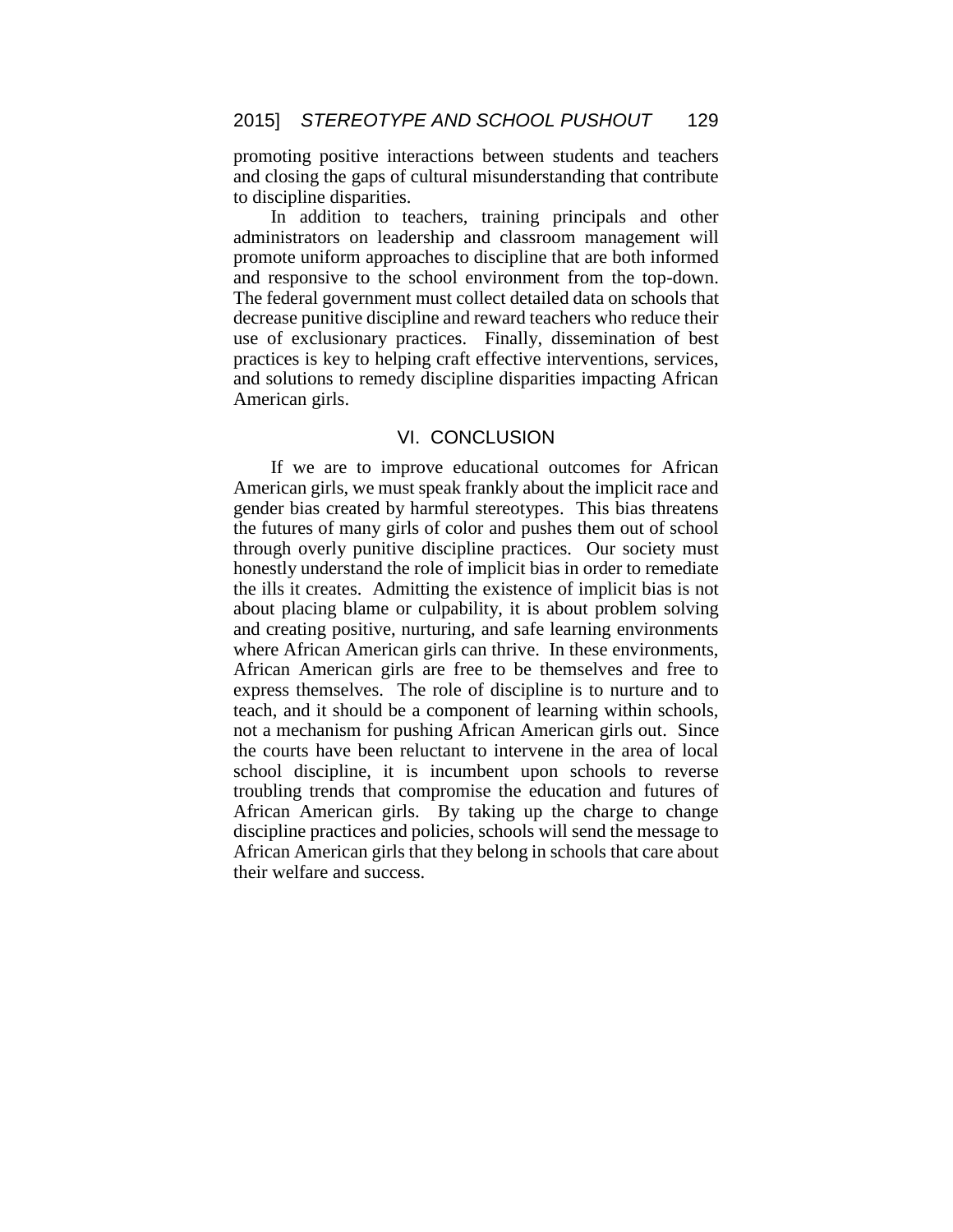promoting positive interactions between students and teachers and closing the gaps of cultural misunderstanding that contribute to discipline disparities.

In addition to teachers, training principals and other administrators on leadership and classroom management will promote uniform approaches to discipline that are both informed and responsive to the school environment from the top-down. The federal government must collect detailed data on schools that decrease punitive discipline and reward teachers who reduce their use of exclusionary practices. Finally, dissemination of best practices is key to helping craft effective interventions, services, and solutions to remedy discipline disparities impacting African American girls.

## VI. CONCLUSION

If we are to improve educational outcomes for African American girls, we must speak frankly about the implicit race and gender bias created by harmful stereotypes. This bias threatens the futures of many girls of color and pushes them out of school through overly punitive discipline practices. Our society must honestly understand the role of implicit bias in order to remediate the ills it creates. Admitting the existence of implicit bias is not about placing blame or culpability, it is about problem solving and creating positive, nurturing, and safe learning environments where African American girls can thrive. In these environments, African American girls are free to be themselves and free to express themselves. The role of discipline is to nurture and to teach, and it should be a component of learning within schools, not a mechanism for pushing African American girls out. Since the courts have been reluctant to intervene in the area of local school discipline, it is incumbent upon schools to reverse troubling trends that compromise the education and futures of African American girls. By taking up the charge to change discipline practices and policies, schools will send the message to African American girls that they belong in schools that care about their welfare and success.